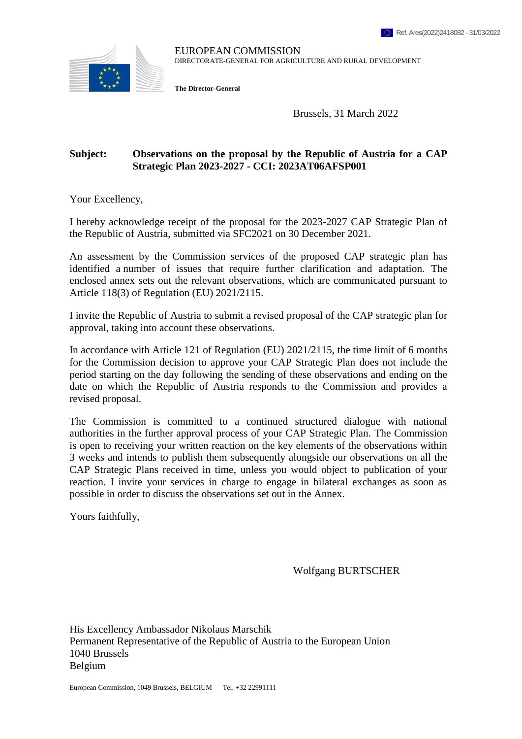Ref. Ares(2022)2418082 - 31/03/2022

EUROPEAN COMMISSION
DIRECTORATE-GENERAL FOR AGRICULTURE AND RURAL DEVELOPMENT

**The Director-General**

Brussels, 31 March 2022

**Subject: Observations on the proposal by the Republic of Austria for a CAP Strategic Plan 2023-2027 - CCI: 2023AT06AFSP001**

Your Excellency,

I hereby acknowledge receipt of the proposal for the 2023-2027 CAP Strategic Plan of the Republic of Austria, submitted via SFC2021 on 30 December 2021.

An assessment by the Commission services of the proposed CAP strategic plan has identified a number of issues that require further clarification and adaptation. The enclosed annex sets out the relevant observations, which are communicated pursuant to Article 118(3) of Regulation (EU) 2021/2115.

I invite the Republic of Austria to submit a revised proposal of the CAP strategic plan for approval, taking into account these observations.

In accordance with Article 121 of Regulation (EU) 2021/2115, the time limit of 6 months for the Commission decision to approve your CAP Strategic Plan does not include the period starting on the day following the sending of these observations and ending on the date on which the Republic of Austria responds to the Commission and provides a revised proposal.

The Commission is committed to a continued structured dialogue with national authorities in the further approval process of your CAP Strategic Plan. The Commission is open to receiving your written reaction on the key elements of the observations within 3 weeks and intends to publish them subsequently alongside our observations on all the CAP Strategic Plans received in time, unless you would object to publication of your reaction. I invite your services in charge to engage in bilateral exchanges as soon as possible in order to discuss the observations set out in the Annex.

Yours faithfully,

Wolfgang BURTSCHER

His Excellency Ambassador Nikolaus Marschik
Permanent Representative of the Republic of Austria to the European Union
1040 Brussels
Belgium

European Commission, 1049 Brussels, BELGIUM — Tel. +32 22991111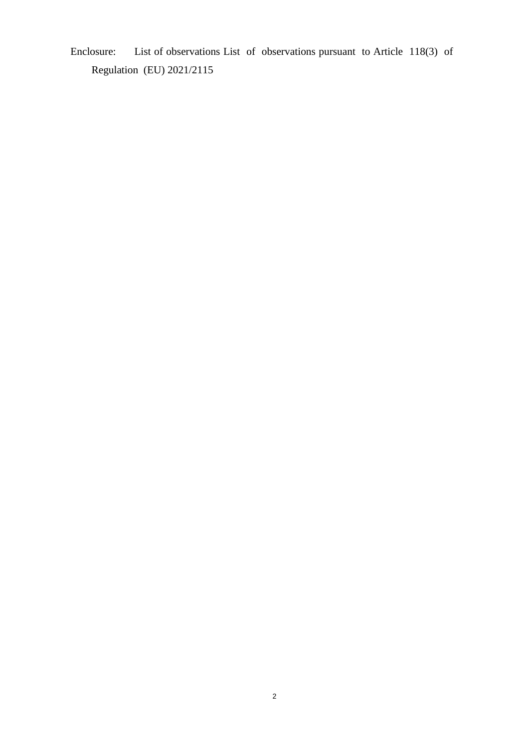Enclosure: List of observations List of observations pursuant to Article 118(3) of Regulation (EU) 2021/2115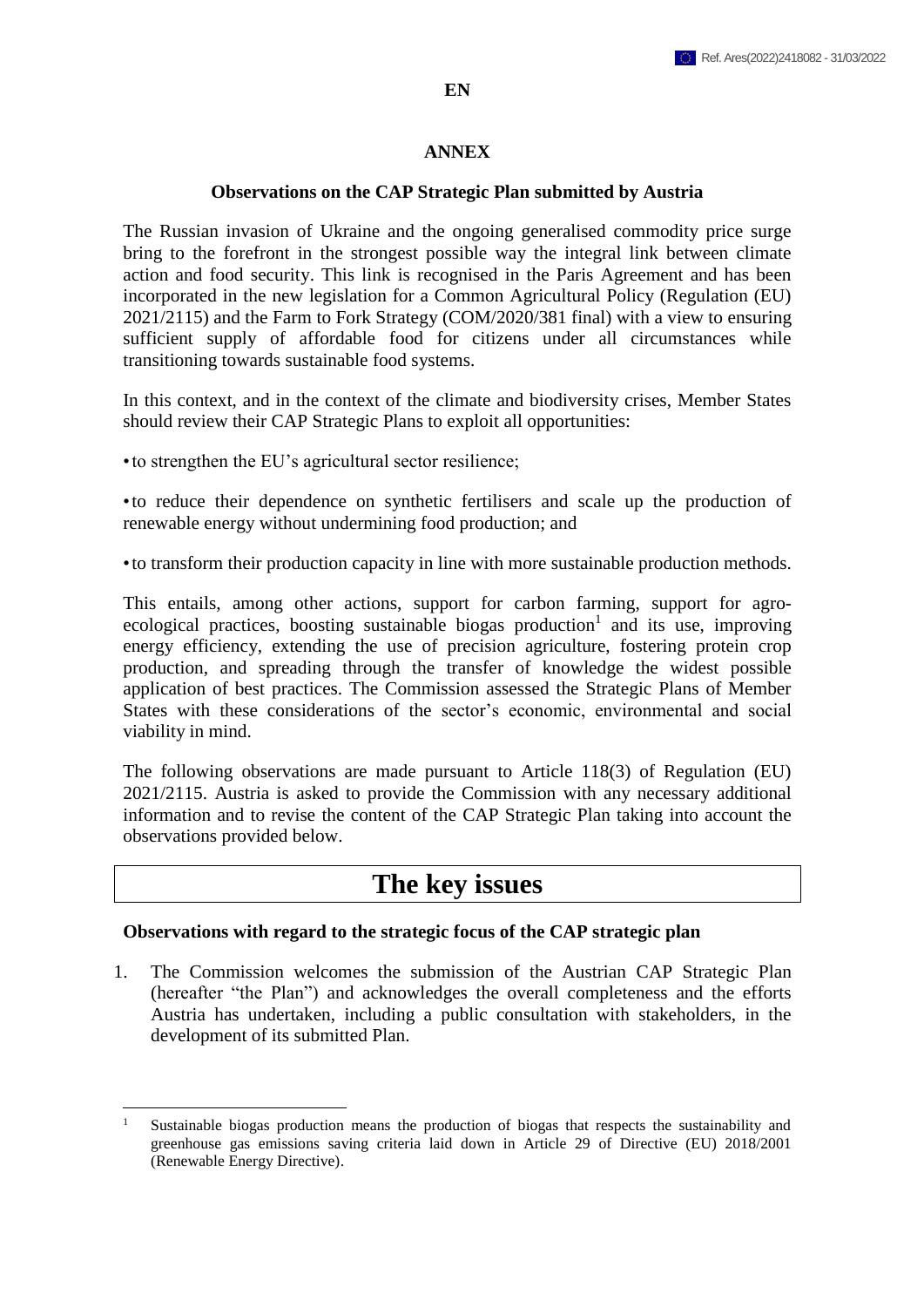EN

## ANNEX

### Observations on the CAP Strategic Plan submitted by Austria

The Russian invasion of Ukraine and the ongoing generalised commodity price surge bring to the forefront in the strongest possible way the integral link between climate action and food security. This link is recognised in the Paris Agreement and has been incorporated in the new legislation for a Common Agricultural Policy (Regulation (EU) 2021/2115) and the Farm to Fork Strategy (COM/2020/381 final) with a view to ensuring sufficient supply of affordable food for citizens under all circumstances while transitioning towards sustainable food systems.

In this context, and in the context of the climate and biodiversity crises, Member States should review their CAP Strategic Plans to exploit all opportunities:

- to strengthen the EU's agricultural sector resilience;
- to reduce their dependence on synthetic fertilisers and scale up the production of renewable energy without undermining food production; and
- to transform their production capacity in line with more sustainable production methods.

This entails, among other actions, support for carbon farming, support for agro-ecological practices, boosting sustainable biogas production[1] and its use, improving energy efficiency, extending the use of precision agriculture, fostering protein crop production, and spreading through the transfer of knowledge the widest possible application of best practices. The Commission assessed the Strategic Plans of Member States with these considerations of the sector's economic, environmental and social viability in mind.

The following observations are made pursuant to Article 118(3) of Regulation (EU) 2021/2115. Austria is asked to provide the Commission with any necessary additional information and to revise the content of the CAP Strategic Plan taking into account the observations provided below.

# The key issues

**Observations with regard to the strategic focus of the CAP strategic plan**

1. The Commission welcomes the submission of the Austrian CAP Strategic Plan (hereafter "the Plan") and acknowledges the overall completeness and the efforts Austria has undertaken, including a public consultation with stakeholders, in the development of its submitted Plan.

---

[1] Sustainable biogas production means the production of biogas that respects the sustainability and greenhouse gas emissions saving criteria laid down in Article 29 of Directive (EU) 2018/2001 (Renewable Energy Directive).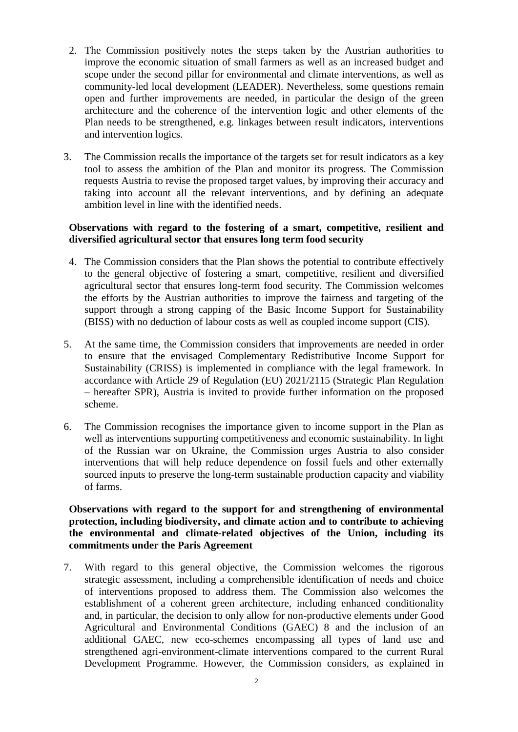2. The Commission positively notes the steps taken by the Austrian authorities to improve the economic situation of small farmers as well as an increased budget and scope under the second pillar for environmental and climate interventions, as well as community-led local development (LEADER). Nevertheless, some questions remain open and further improvements are needed, in particular the design of the green architecture and the coherence of the intervention logic and other elements of the Plan needs to be strengthened, e.g. linkages between result indicators, interventions and intervention logics.

3. The Commission recalls the importance of the targets set for result indicators as a key tool to assess the ambition of the Plan and monitor its progress. The Commission requests Austria to revise the proposed target values, by improving their accuracy and taking into account all the relevant interventions, and by defining an adequate ambition level in line with the identified needs.

**Observations with regard to the fostering of a smart, competitive, resilient and diversified agricultural sector that ensures long term food security**

4. The Commission considers that the Plan shows the potential to contribute effectively to the general objective of fostering a smart, competitive, resilient and diversified agricultural sector that ensures long-term food security. The Commission welcomes the efforts by the Austrian authorities to improve the fairness and targeting of the support through a strong capping of the Basic Income Support for Sustainability (BISS) with no deduction of labour costs as well as coupled income support (CIS).

5. At the same time, the Commission considers that improvements are needed in order to ensure that the envisaged Complementary Redistributive Income Support for Sustainability (CRISS) is implemented in compliance with the legal framework. In accordance with Article 29 of Regulation (EU) 2021/2115 (Strategic Plan Regulation – hereafter SPR), Austria is invited to provide further information on the proposed scheme.

6. The Commission recognises the importance given to income support in the Plan as well as interventions supporting competitiveness and economic sustainability. In light of the Russian war on Ukraine, the Commission urges Austria to also consider interventions that will help reduce dependence on fossil fuels and other externally sourced inputs to preserve the long-term sustainable production capacity and viability of farms.

**Observations with regard to the support for and strengthening of environmental protection, including biodiversity, and climate action and to contribute to achieving the environmental and climate-related objectives of the Union, including its commitments under the Paris Agreement**

7. With regard to this general objective, the Commission welcomes the rigorous strategic assessment, including a comprehensible identification of needs and choice of interventions proposed to address them. The Commission also welcomes the establishment of a coherent green architecture, including enhanced conditionality and, in particular, the decision to only allow for non-productive elements under Good Agricultural and Environmental Conditions (GAEC) 8 and the inclusion of an additional GAEC, new eco-schemes encompassing all types of land use and strengthened agri-environment-climate interventions compared to the current Rural Development Programme. However, the Commission considers, as explained in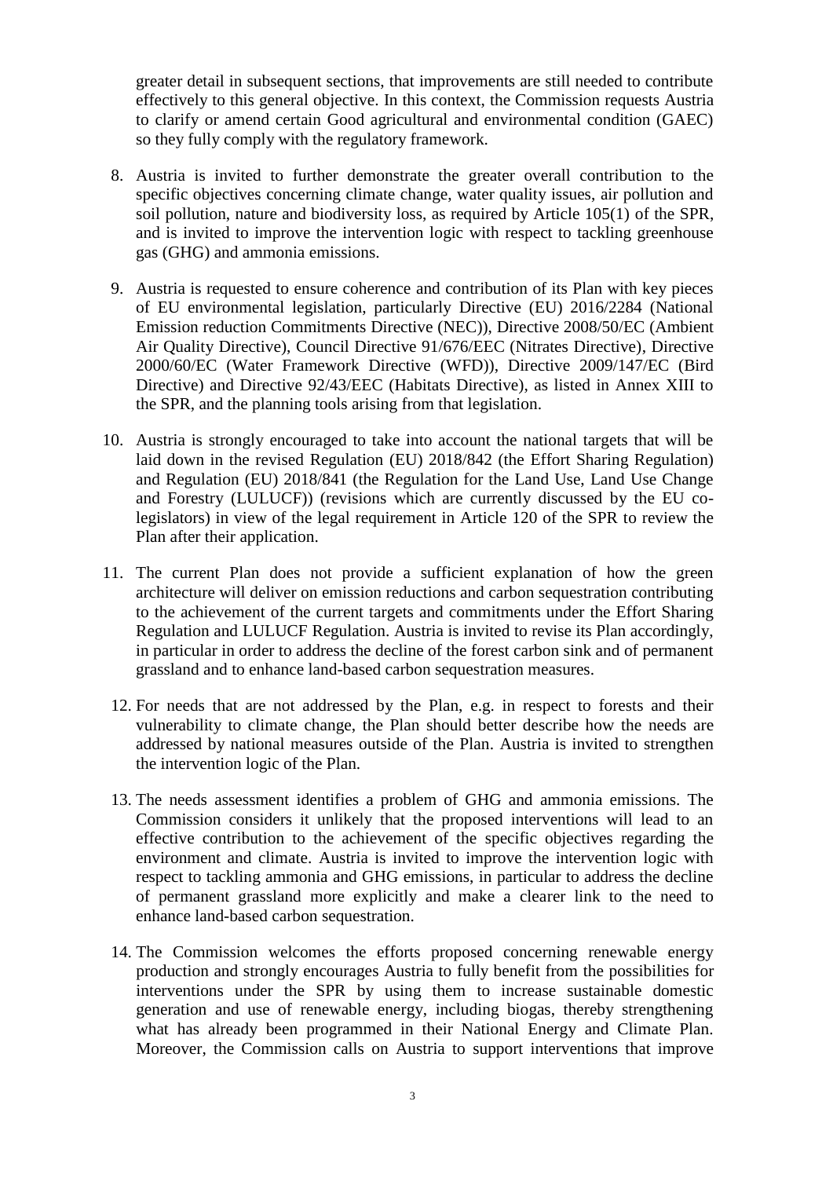greater detail in subsequent sections, that improvements are still needed to contribute effectively to this general objective. In this context, the Commission requests Austria to clarify or amend certain Good agricultural and environmental condition (GAEC) so they fully comply with the regulatory framework.

8. Austria is invited to further demonstrate the greater overall contribution to the specific objectives concerning climate change, water quality issues, air pollution and soil pollution, nature and biodiversity loss, as required by Article 105(1) of the SPR, and is invited to improve the intervention logic with respect to tackling greenhouse gas (GHG) and ammonia emissions.

9. Austria is requested to ensure coherence and contribution of its Plan with key pieces of EU environmental legislation, particularly Directive (EU) 2016/2284 (National Emission reduction Commitments Directive (NEC)), Directive 2008/50/EC (Ambient Air Quality Directive), Council Directive 91/676/EEC (Nitrates Directive), Directive 2000/60/EC (Water Framework Directive (WFD)), Directive 2009/147/EC (Bird Directive) and Directive 92/43/EEC (Habitats Directive), as listed in Annex XIII to the SPR, and the planning tools arising from that legislation.

10. Austria is strongly encouraged to take into account the national targets that will be laid down in the revised Regulation (EU) 2018/842 (the Effort Sharing Regulation) and Regulation (EU) 2018/841 (the Regulation for the Land Use, Land Use Change and Forestry (LULUCF)) (revisions which are currently discussed by the EU co-legislators) in view of the legal requirement in Article 120 of the SPR to review the Plan after their application.

11. The current Plan does not provide a sufficient explanation of how the green architecture will deliver on emission reductions and carbon sequestration contributing to the achievement of the current targets and commitments under the Effort Sharing Regulation and LULUCF Regulation. Austria is invited to revise its Plan accordingly, in particular in order to address the decline of the forest carbon sink and of permanent grassland and to enhance land-based carbon sequestration measures.

12. For needs that are not addressed by the Plan, e.g. in respect to forests and their vulnerability to climate change, the Plan should better describe how the needs are addressed by national measures outside of the Plan. Austria is invited to strengthen the intervention logic of the Plan.

13. The needs assessment identifies a problem of GHG and ammonia emissions. The Commission considers it unlikely that the proposed interventions will lead to an effective contribution to the achievement of the specific objectives regarding the environment and climate. Austria is invited to improve the intervention logic with respect to tackling ammonia and GHG emissions, in particular to address the decline of permanent grassland more explicitly and make a clearer link to the need to enhance land-based carbon sequestration.

14. The Commission welcomes the efforts proposed concerning renewable energy production and strongly encourages Austria to fully benefit from the possibilities for interventions under the SPR by using them to increase sustainable domestic generation and use of renewable energy, including biogas, thereby strengthening what has already been programmed in their National Energy and Climate Plan. Moreover, the Commission calls on Austria to support interventions that improve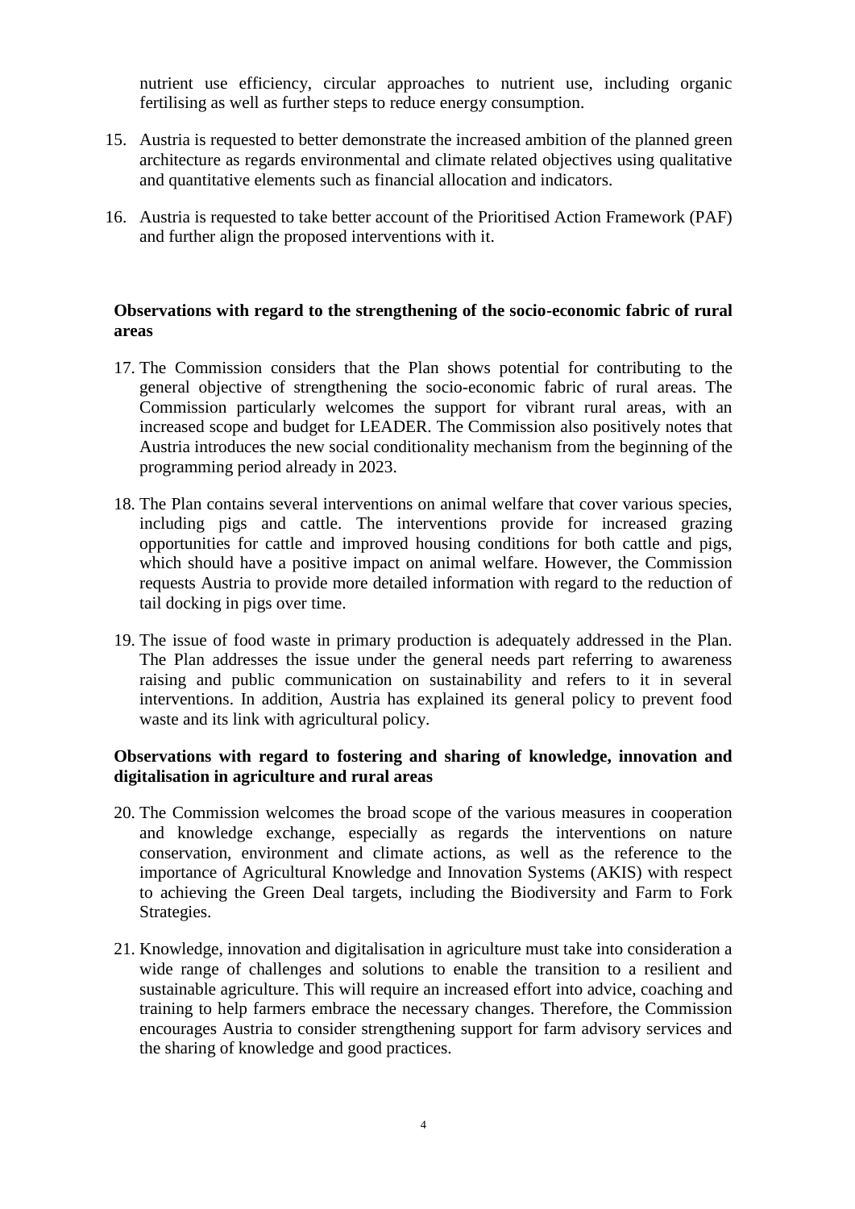nutrient use efficiency, circular approaches to nutrient use, including organic fertilising as well as further steps to reduce energy consumption.

15. Austria is requested to better demonstrate the increased ambition of the planned green architecture as regards environmental and climate related objectives using qualitative and quantitative elements such as financial allocation and indicators.

16. Austria is requested to take better account of the Prioritised Action Framework (PAF) and further align the proposed interventions with it.

**Observations with regard to the strengthening of the socio-economic fabric of rural areas**

17. The Commission considers that the Plan shows potential for contributing to the general objective of strengthening the socio-economic fabric of rural areas. The Commission particularly welcomes the support for vibrant rural areas, with an increased scope and budget for LEADER. The Commission also positively notes that Austria introduces the new social conditionality mechanism from the beginning of the programming period already in 2023.

18. The Plan contains several interventions on animal welfare that cover various species, including pigs and cattle. The interventions provide for increased grazing opportunities for cattle and improved housing conditions for both cattle and pigs, which should have a positive impact on animal welfare. However, the Commission requests Austria to provide more detailed information with regard to the reduction of tail docking in pigs over time.

19. The issue of food waste in primary production is adequately addressed in the Plan. The Plan addresses the issue under the general needs part referring to awareness raising and public communication on sustainability and refers to it in several interventions. In addition, Austria has explained its general policy to prevent food waste and its link with agricultural policy.

**Observations with regard to fostering and sharing of knowledge, innovation and digitalisation in agriculture and rural areas**

20. The Commission welcomes the broad scope of the various measures in cooperation and knowledge exchange, especially as regards the interventions on nature conservation, environment and climate actions, as well as the reference to the importance of Agricultural Knowledge and Innovation Systems (AKIS) with respect to achieving the Green Deal targets, including the Biodiversity and Farm to Fork Strategies.

21. Knowledge, innovation and digitalisation in agriculture must take into consideration a wide range of challenges and solutions to enable the transition to a resilient and sustainable agriculture. This will require an increased effort into advice, coaching and training to help farmers embrace the necessary changes. Therefore, the Commission encourages Austria to consider strengthening support for farm advisory services and the sharing of knowledge and good practices.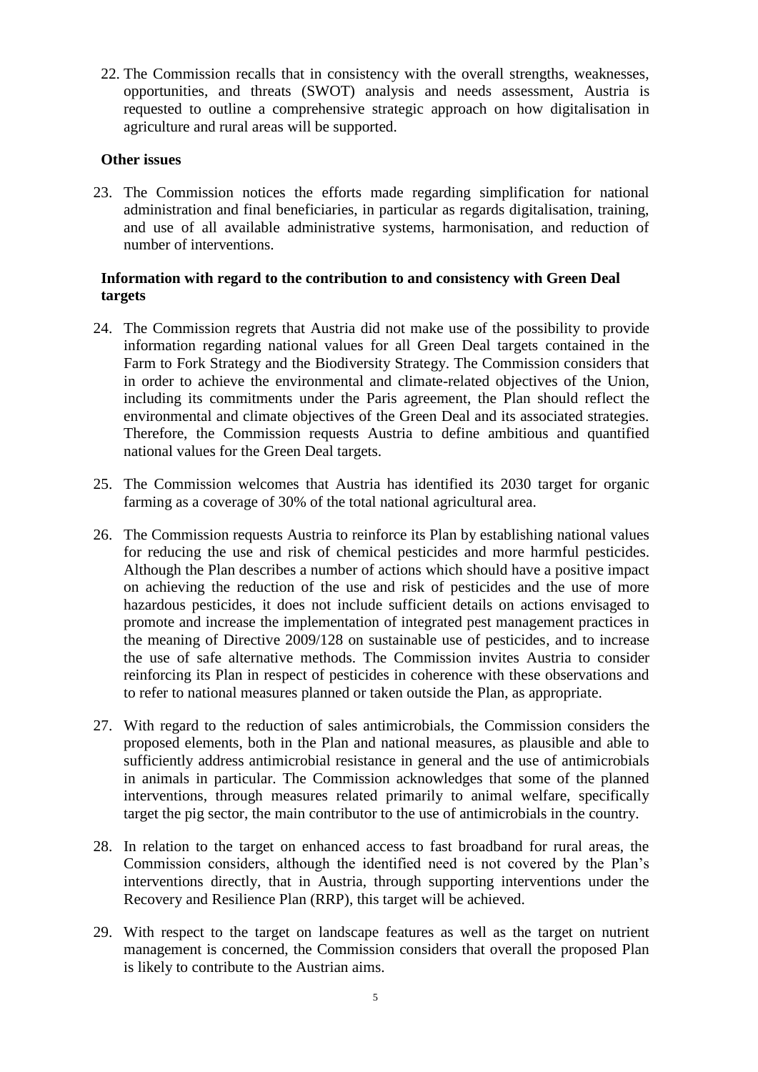22. The Commission recalls that in consistency with the overall strengths, weaknesses, opportunities, and threats (SWOT) analysis and needs assessment, Austria is requested to outline a comprehensive strategic approach on how digitalisation in agriculture and rural areas will be supported.

**Other issues**

23. The Commission notices the efforts made regarding simplification for national administration and final beneficiaries, in particular as regards digitalisation, training, and use of all available administrative systems, harmonisation, and reduction of number of interventions.

**Information with regard to the contribution to and consistency with Green Deal targets**

24. The Commission regrets that Austria did not make use of the possibility to provide information regarding national values for all Green Deal targets contained in the Farm to Fork Strategy and the Biodiversity Strategy. The Commission considers that in order to achieve the environmental and climate-related objectives of the Union, including its commitments under the Paris agreement, the Plan should reflect the environmental and climate objectives of the Green Deal and its associated strategies. Therefore, the Commission requests Austria to define ambitious and quantified national values for the Green Deal targets.

25. The Commission welcomes that Austria has identified its 2030 target for organic farming as a coverage of 30% of the total national agricultural area.

26. The Commission requests Austria to reinforce its Plan by establishing national values for reducing the use and risk of chemical pesticides and more harmful pesticides. Although the Plan describes a number of actions which should have a positive impact on achieving the reduction of the use and risk of pesticides and the use of more hazardous pesticides, it does not include sufficient details on actions envisaged to promote and increase the implementation of integrated pest management practices in the meaning of Directive 2009/128 on sustainable use of pesticides, and to increase the use of safe alternative methods. The Commission invites Austria to consider reinforcing its Plan in respect of pesticides in coherence with these observations and to refer to national measures planned or taken outside the Plan, as appropriate.

27. With regard to the reduction of sales antimicrobials, the Commission considers the proposed elements, both in the Plan and national measures, as plausible and able to sufficiently address antimicrobial resistance in general and the use of antimicrobials in animals in particular. The Commission acknowledges that some of the planned interventions, through measures related primarily to animal welfare, specifically target the pig sector, the main contributor to the use of antimicrobials in the country.

28. In relation to the target on enhanced access to fast broadband for rural areas, the Commission considers, although the identified need is not covered by the Plan's interventions directly, that in Austria, through supporting interventions under the Recovery and Resilience Plan (RRP), this target will be achieved.

29. With respect to the target on landscape features as well as the target on nutrient management is concerned, the Commission considers that overall the proposed Plan is likely to contribute to the Austrian aims.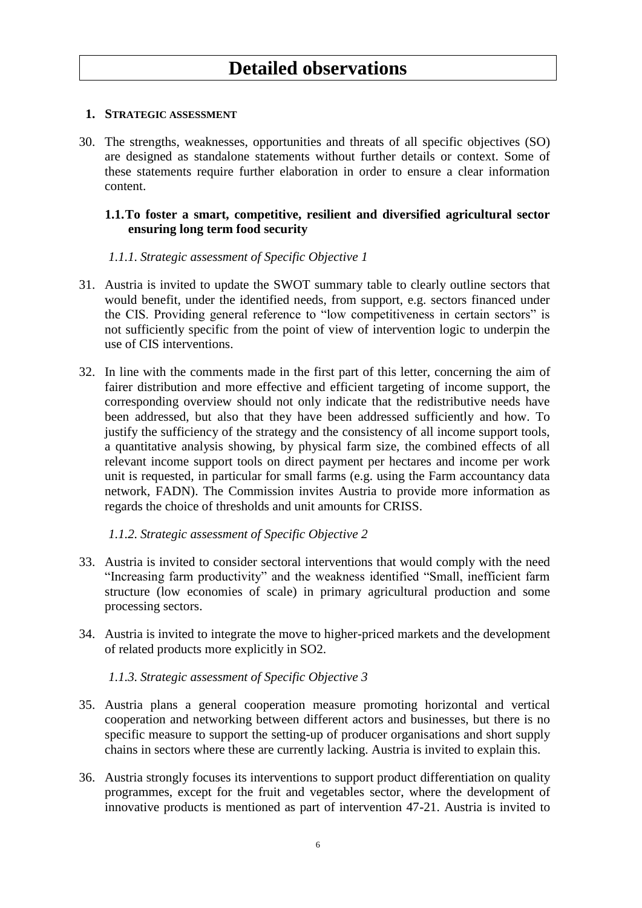# Detailed observations

## 1. STRATEGIC ASSESSMENT

30. The strengths, weaknesses, opportunities and threats of all specific objectives (SO) are designed as standalone statements without further details or context. Some of these statements require further elaboration in order to ensure a clear information content.

### 1.1. To foster a smart, competitive, resilient and diversified agricultural sector ensuring long term food security

#### *1.1.1. Strategic assessment of Specific Objective 1*

31. Austria is invited to update the SWOT summary table to clearly outline sectors that would benefit, under the identified needs, from support, e.g. sectors financed under the CIS. Providing general reference to "low competitiveness in certain sectors" is not sufficiently specific from the point of view of intervention logic to underpin the use of CIS interventions.

32. In line with the comments made in the first part of this letter, concerning the aim of fairer distribution and more effective and efficient targeting of income support, the corresponding overview should not only indicate that the redistributive needs have been addressed, but also that they have been addressed sufficiently and how. To justify the sufficiency of the strategy and the consistency of all income support tools, a quantitative analysis showing, by physical farm size, the combined effects of all relevant income support tools on direct payment per hectares and income per work unit is requested, in particular for small farms (e.g. using the Farm accountancy data network, FADN). The Commission invites Austria to provide more information as regards the choice of thresholds and unit amounts for CRISS.

#### *1.1.2. Strategic assessment of Specific Objective 2*

33. Austria is invited to consider sectoral interventions that would comply with the need "Increasing farm productivity" and the weakness identified "Small, inefficient farm structure (low economies of scale) in primary agricultural production and some processing sectors.

34. Austria is invited to integrate the move to higher-priced markets and the development of related products more explicitly in SO2.

#### *1.1.3. Strategic assessment of Specific Objective 3*

35. Austria plans a general cooperation measure promoting horizontal and vertical cooperation and networking between different actors and businesses, but there is no specific measure to support the setting-up of producer organisations and short supply chains in sectors where these are currently lacking. Austria is invited to explain this.

36. Austria strongly focuses its interventions to support product differentiation on quality programmes, except for the fruit and vegetables sector, where the development of innovative products is mentioned as part of intervention 47-21. Austria is invited to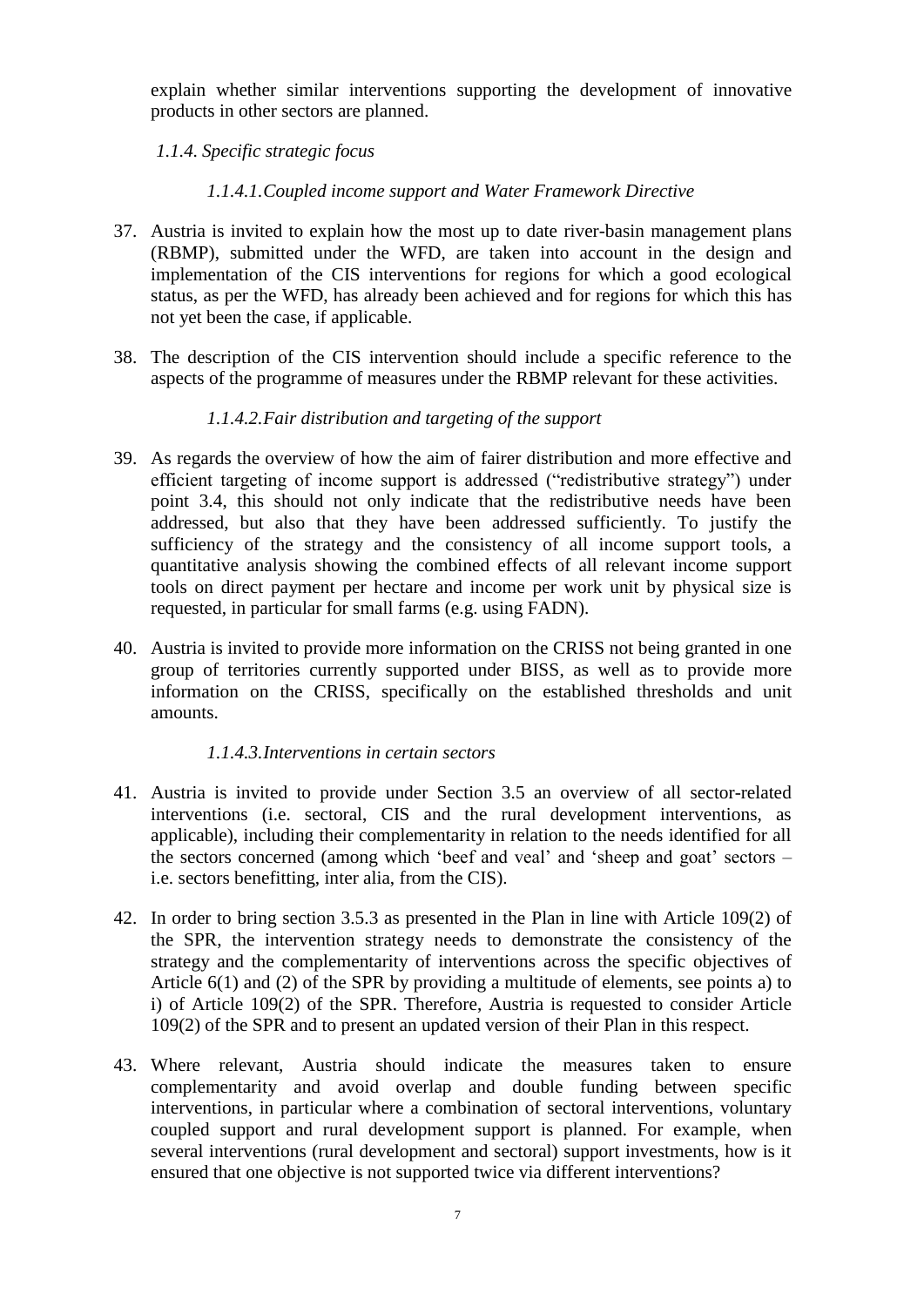explain whether similar interventions supporting the development of innovative products in other sectors are planned.

*1.1.4. Specific strategic focus*

*1.1.4.1.Coupled income support and Water Framework Directive*

37. Austria is invited to explain how the most up to date river-basin management plans (RBMP), submitted under the WFD, are taken into account in the design and implementation of the CIS interventions for regions for which a good ecological status, as per the WFD, has already been achieved and for regions for which this has not yet been the case, if applicable.

38. The description of the CIS intervention should include a specific reference to the aspects of the programme of measures under the RBMP relevant for these activities.

*1.1.4.2.Fair distribution and targeting of the support*

39. As regards the overview of how the aim of fairer distribution and more effective and efficient targeting of income support is addressed ("redistributive strategy") under point 3.4, this should not only indicate that the redistributive needs have been addressed, but also that they have been addressed sufficiently. To justify the sufficiency of the strategy and the consistency of all income support tools, a quantitative analysis showing the combined effects of all relevant income support tools on direct payment per hectare and income per work unit by physical size is requested, in particular for small farms (e.g. using FADN).

40. Austria is invited to provide more information on the CRISS not being granted in one group of territories currently supported under BISS, as well as to provide more information on the CRISS, specifically on the established thresholds and unit amounts.

*1.1.4.3.Interventions in certain sectors*

41. Austria is invited to provide under Section 3.5 an overview of all sector-related interventions (i.e. sectoral, CIS and the rural development interventions, as applicable), including their complementarity in relation to the needs identified for all the sectors concerned (among which 'beef and veal' and 'sheep and goat' sectors – i.e. sectors benefitting, inter alia, from the CIS).

42. In order to bring section 3.5.3 as presented in the Plan in line with Article 109(2) of the SPR, the intervention strategy needs to demonstrate the consistency of the strategy and the complementarity of interventions across the specific objectives of Article 6(1) and (2) of the SPR by providing a multitude of elements, see points a) to i) of Article 109(2) of the SPR. Therefore, Austria is requested to consider Article 109(2) of the SPR and to present an updated version of their Plan in this respect.

43. Where relevant, Austria should indicate the measures taken to ensure complementarity and avoid overlap and double funding between specific interventions, in particular where a combination of sectoral interventions, voluntary coupled support and rural development support is planned. For example, when several interventions (rural development and sectoral) support investments, how is it ensured that one objective is not supported twice via different interventions?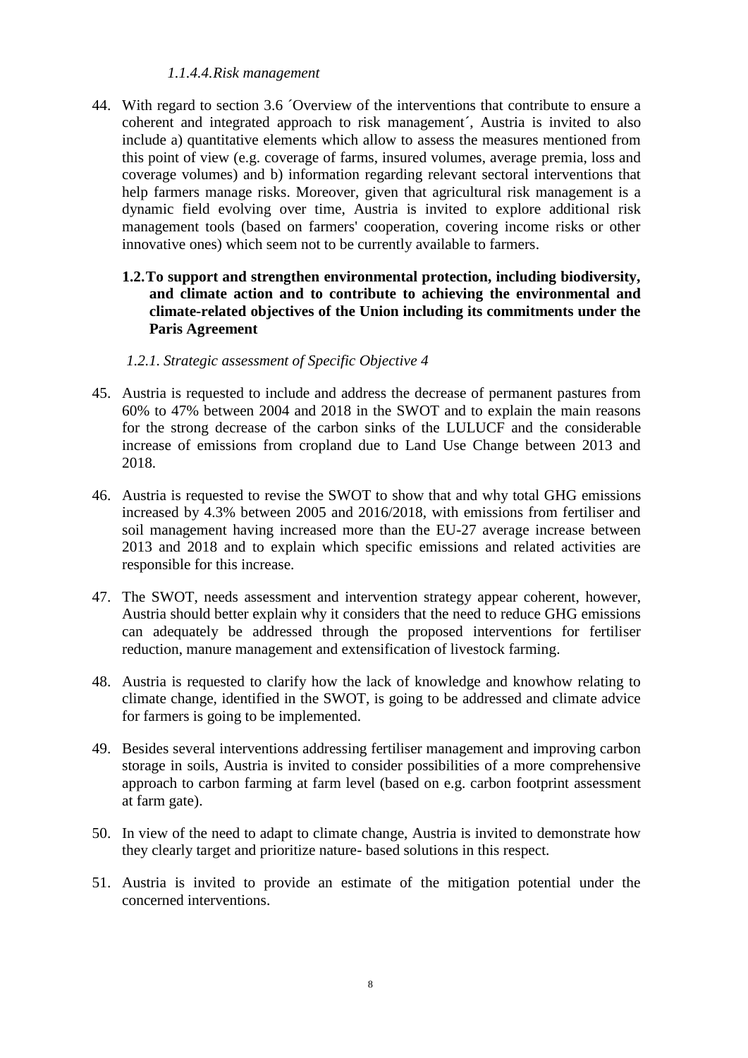#### *1.1.4.4.Risk management*

44. With regard to section 3.6 ´Overview of the interventions that contribute to ensure a coherent and integrated approach to risk management´, Austria is invited to also include a) quantitative elements which allow to assess the measures mentioned from this point of view (e.g. coverage of farms, insured volumes, average premia, loss and coverage volumes) and b) information regarding relevant sectoral interventions that help farmers manage risks. Moreover, given that agricultural risk management is a dynamic field evolving over time, Austria is invited to explore additional risk management tools (based on farmers' cooperation, covering income risks or other innovative ones) which seem not to be currently available to farmers.

## 1.2. To support and strengthen environmental protection, including biodiversity, and climate action and to contribute to achieving the environmental and climate-related objectives of the Union including its commitments under the Paris Agreement

### *1.2.1. Strategic assessment of Specific Objective 4*

45. Austria is requested to include and address the decrease of permanent pastures from 60% to 47% between 2004 and 2018 in the SWOT and to explain the main reasons for the strong decrease of the carbon sinks of the LULUCF and the considerable increase of emissions from cropland due to Land Use Change between 2013 and 2018.

46. Austria is requested to revise the SWOT to show that and why total GHG emissions increased by 4.3% between 2005 and 2016/2018, with emissions from fertiliser and soil management having increased more than the EU-27 average increase between 2013 and 2018 and to explain which specific emissions and related activities are responsible for this increase.

47. The SWOT, needs assessment and intervention strategy appear coherent, however, Austria should better explain why it considers that the need to reduce GHG emissions can adequately be addressed through the proposed interventions for fertiliser reduction, manure management and extensification of livestock farming.

48. Austria is requested to clarify how the lack of knowledge and knowhow relating to climate change, identified in the SWOT, is going to be addressed and climate advice for farmers is going to be implemented.

49. Besides several interventions addressing fertiliser management and improving carbon storage in soils, Austria is invited to consider possibilities of a more comprehensive approach to carbon farming at farm level (based on e.g. carbon footprint assessment at farm gate).

50. In view of the need to adapt to climate change, Austria is invited to demonstrate how they clearly target and prioritize nature- based solutions in this respect.

51. Austria is invited to provide an estimate of the mitigation potential under the concerned interventions.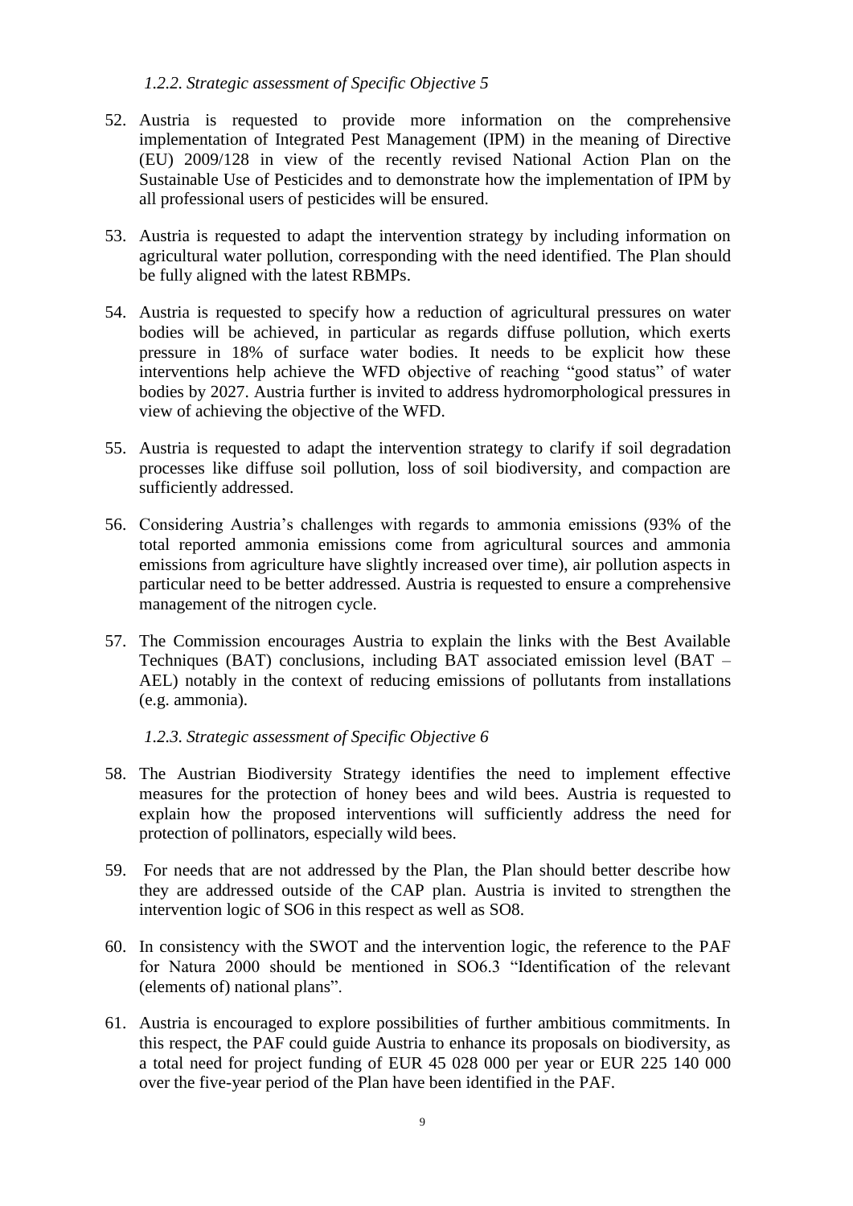### *1.2.2. Strategic assessment of Specific Objective 5*

52. Austria is requested to provide more information on the comprehensive implementation of Integrated Pest Management (IPM) in the meaning of Directive (EU) 2009/128 in view of the recently revised National Action Plan on the Sustainable Use of Pesticides and to demonstrate how the implementation of IPM by all professional users of pesticides will be ensured.

53. Austria is requested to adapt the intervention strategy by including information on agricultural water pollution, corresponding with the need identified. The Plan should be fully aligned with the latest RBMPs.

54. Austria is requested to specify how a reduction of agricultural pressures on water bodies will be achieved, in particular as regards diffuse pollution, which exerts pressure in 18% of surface water bodies. It needs to be explicit how these interventions help achieve the WFD objective of reaching "good status" of water bodies by 2027. Austria further is invited to address hydromorphological pressures in view of achieving the objective of the WFD.

55. Austria is requested to adapt the intervention strategy to clarify if soil degradation processes like diffuse soil pollution, loss of soil biodiversity, and compaction are sufficiently addressed.

56. Considering Austria's challenges with regards to ammonia emissions (93% of the total reported ammonia emissions come from agricultural sources and ammonia emissions from agriculture have slightly increased over time), air pollution aspects in particular need to be better addressed. Austria is requested to ensure a comprehensive management of the nitrogen cycle.

57. The Commission encourages Austria to explain the links with the Best Available Techniques (BAT) conclusions, including BAT associated emission level (BAT – AEL) notably in the context of reducing emissions of pollutants from installations (e.g. ammonia).

### *1.2.3. Strategic assessment of Specific Objective 6*

58. The Austrian Biodiversity Strategy identifies the need to implement effective measures for the protection of honey bees and wild bees. Austria is requested to explain how the proposed interventions will sufficiently address the need for protection of pollinators, especially wild bees.

59. For needs that are not addressed by the Plan, the Plan should better describe how they are addressed outside of the CAP plan. Austria is invited to strengthen the intervention logic of SO6 in this respect as well as SO8.

60. In consistency with the SWOT and the intervention logic, the reference to the PAF for Natura 2000 should be mentioned in SO6.3 "Identification of the relevant (elements of) national plans".

61. Austria is encouraged to explore possibilities of further ambitious commitments. In this respect, the PAF could guide Austria to enhance its proposals on biodiversity, as a total need for project funding of EUR 45 028 000 per year or EUR 225 140 000 over the five-year period of the Plan have been identified in the PAF.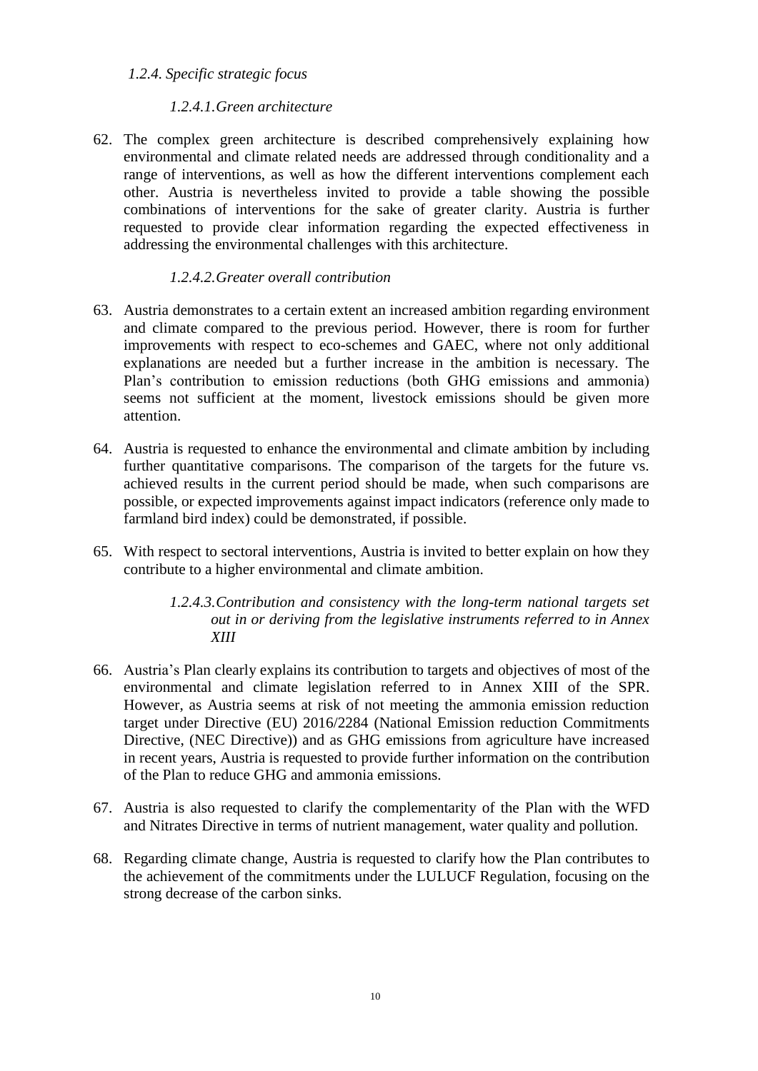#### *1.2.4. Specific strategic focus*

##### *1.2.4.1. Green architecture*

62. The complex green architecture is described comprehensively explaining how environmental and climate related needs are addressed through conditionality and a range of interventions, as well as how the different interventions complement each other. Austria is nevertheless invited to provide a table showing the possible combinations of interventions for the sake of greater clarity. Austria is further requested to provide clear information regarding the expected effectiveness in addressing the environmental challenges with this architecture.

##### *1.2.4.2. Greater overall contribution*

63. Austria demonstrates to a certain extent an increased ambition regarding environment and climate compared to the previous period. However, there is room for further improvements with respect to eco-schemes and GAEC, where not only additional explanations are needed but a further increase in the ambition is necessary. The Plan's contribution to emission reductions (both GHG emissions and ammonia) seems not sufficient at the moment, livestock emissions should be given more attention.

64. Austria is requested to enhance the environmental and climate ambition by including further quantitative comparisons. The comparison of the targets for the future vs. achieved results in the current period should be made, when such comparisons are possible, or expected improvements against impact indicators (reference only made to farmland bird index) could be demonstrated, if possible.

65. With respect to sectoral interventions, Austria is invited to better explain on how they contribute to a higher environmental and climate ambition.

##### *1.2.4.3. Contribution and consistency with the long-term national targets set out in or deriving from the legislative instruments referred to in Annex XIII*

66. Austria's Plan clearly explains its contribution to targets and objectives of most of the environmental and climate legislation referred to in Annex XIII of the SPR. However, as Austria seems at risk of not meeting the ammonia emission reduction target under Directive (EU) 2016/2284 (National Emission reduction Commitments Directive, (NEC Directive)) and as GHG emissions from agriculture have increased in recent years, Austria is requested to provide further information on the contribution of the Plan to reduce GHG and ammonia emissions.

67. Austria is also requested to clarify the complementarity of the Plan with the WFD and Nitrates Directive in terms of nutrient management, water quality and pollution.

68. Regarding climate change, Austria is requested to clarify how the Plan contributes to the achievement of the commitments under the LULUCF Regulation, focusing on the strong decrease of the carbon sinks.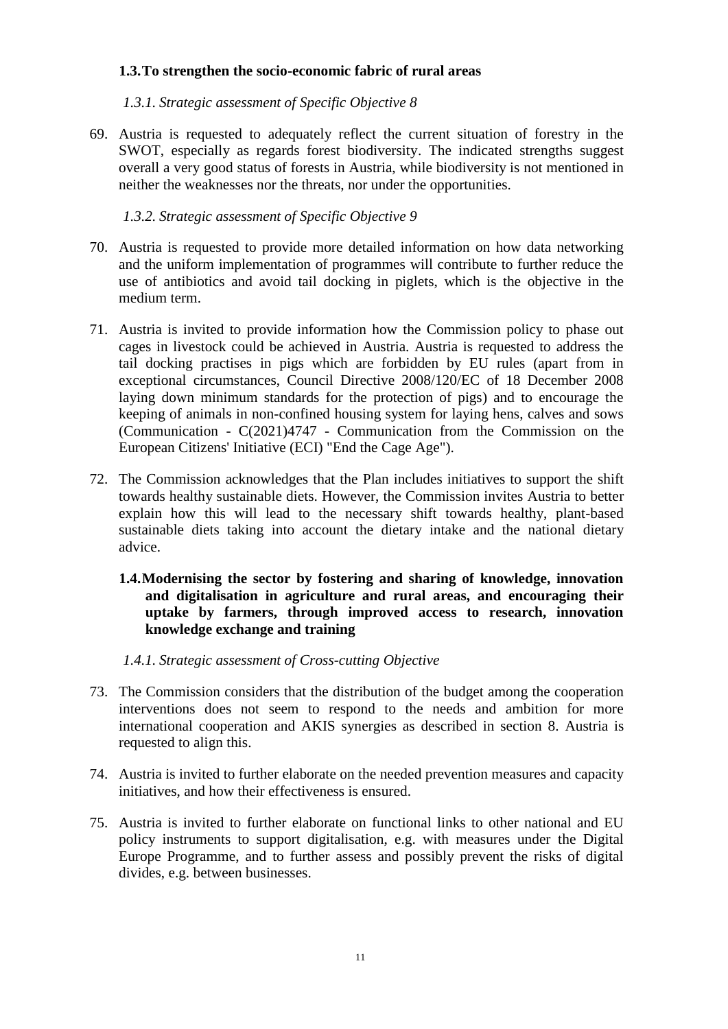### 1.3. To strengthen the socio-economic fabric of rural areas

*1.3.1. Strategic assessment of Specific Objective 8*

69. Austria is requested to adequately reflect the current situation of forestry in the SWOT, especially as regards forest biodiversity. The indicated strengths suggest overall a very good status of forests in Austria, while biodiversity is not mentioned in neither the weaknesses nor the threats, nor under the opportunities.

*1.3.2. Strategic assessment of Specific Objective 9*

70. Austria is requested to provide more detailed information on how data networking and the uniform implementation of programmes will contribute to further reduce the use of antibiotics and avoid tail docking in piglets, which is the objective in the medium term.

71. Austria is invited to provide information how the Commission policy to phase out cages in livestock could be achieved in Austria. Austria is requested to address the tail docking practises in pigs which are forbidden by EU rules (apart from in exceptional circumstances, Council Directive 2008/120/EC of 18 December 2008 laying down minimum standards for the protection of pigs) and to encourage the keeping of animals in non-confined housing system for laying hens, calves and sows (Communication - C(2021)4747 - Communication from the Commission on the European Citizens' Initiative (ECI) "End the Cage Age").

72. The Commission acknowledges that the Plan includes initiatives to support the shift towards healthy sustainable diets. However, the Commission invites Austria to better explain how this will lead to the necessary shift towards healthy, plant-based sustainable diets taking into account the dietary intake and the national dietary advice.

### 1.4. Modernising the sector by fostering and sharing of knowledge, innovation and digitalisation in agriculture and rural areas, and encouraging their uptake by farmers, through improved access to research, innovation knowledge exchange and training

*1.4.1. Strategic assessment of Cross-cutting Objective*

73. The Commission considers that the distribution of the budget among the cooperation interventions does not seem to respond to the needs and ambition for more international cooperation and AKIS synergies as described in section 8. Austria is requested to align this.

74. Austria is invited to further elaborate on the needed prevention measures and capacity initiatives, and how their effectiveness is ensured.

75. Austria is invited to further elaborate on functional links to other national and EU policy instruments to support digitalisation, e.g. with measures under the Digital Europe Programme, and to further assess and possibly prevent the risks of digital divides, e.g. between businesses.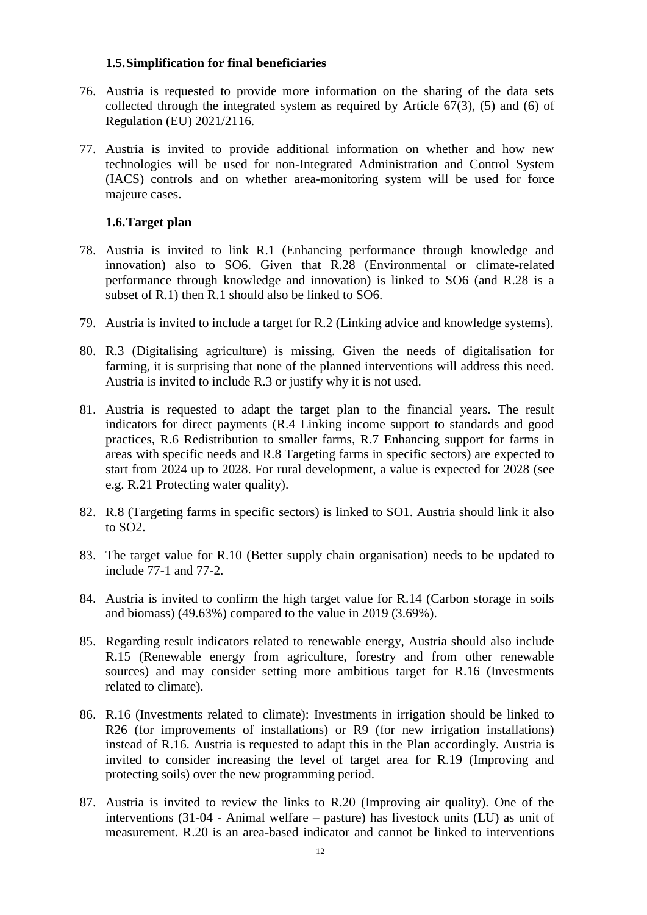### 1.5. Simplification for final beneficiaries

76. Austria is requested to provide more information on the sharing of the data sets collected through the integrated system as required by Article 67(3), (5) and (6) of Regulation (EU) 2021/2116.

77. Austria is invited to provide additional information on whether and how new technologies will be used for non-Integrated Administration and Control System (IACS) controls and on whether area-monitoring system will be used for force majeure cases.

### 1.6. Target plan

78. Austria is invited to link R.1 (Enhancing performance through knowledge and innovation) also to SO6. Given that R.28 (Environmental or climate-related performance through knowledge and innovation) is linked to SO6 (and R.28 is a subset of R.1) then R.1 should also be linked to SO6.

79. Austria is invited to include a target for R.2 (Linking advice and knowledge systems).

80. R.3 (Digitalising agriculture) is missing. Given the needs of digitalisation for farming, it is surprising that none of the planned interventions will address this need. Austria is invited to include R.3 or justify why it is not used.

81. Austria is requested to adapt the target plan to the financial years. The result indicators for direct payments (R.4 Linking income support to standards and good practices, R.6 Redistribution to smaller farms, R.7 Enhancing support for farms in areas with specific needs and R.8 Targeting farms in specific sectors) are expected to start from 2024 up to 2028. For rural development, a value is expected for 2028 (see e.g. R.21 Protecting water quality).

82. R.8 (Targeting farms in specific sectors) is linked to SO1. Austria should link it also to SO2.

83. The target value for R.10 (Better supply chain organisation) needs to be updated to include 77-1 and 77-2.

84. Austria is invited to confirm the high target value for R.14 (Carbon storage in soils and biomass) (49.63%) compared to the value in 2019 (3.69%).

85. Regarding result indicators related to renewable energy, Austria should also include R.15 (Renewable energy from agriculture, forestry and from other renewable sources) and may consider setting more ambitious target for R.16 (Investments related to climate).

86. R.16 (Investments related to climate): Investments in irrigation should be linked to R26 (for improvements of installations) or R9 (for new irrigation installations) instead of R.16. Austria is requested to adapt this in the Plan accordingly. Austria is invited to consider increasing the level of target area for R.19 (Improving and protecting soils) over the new programming period.

87. Austria is invited to review the links to R.20 (Improving air quality). One of the interventions (31-04 - Animal welfare – pasture) has livestock units (LU) as unit of measurement. R.20 is an area-based indicator and cannot be linked to interventions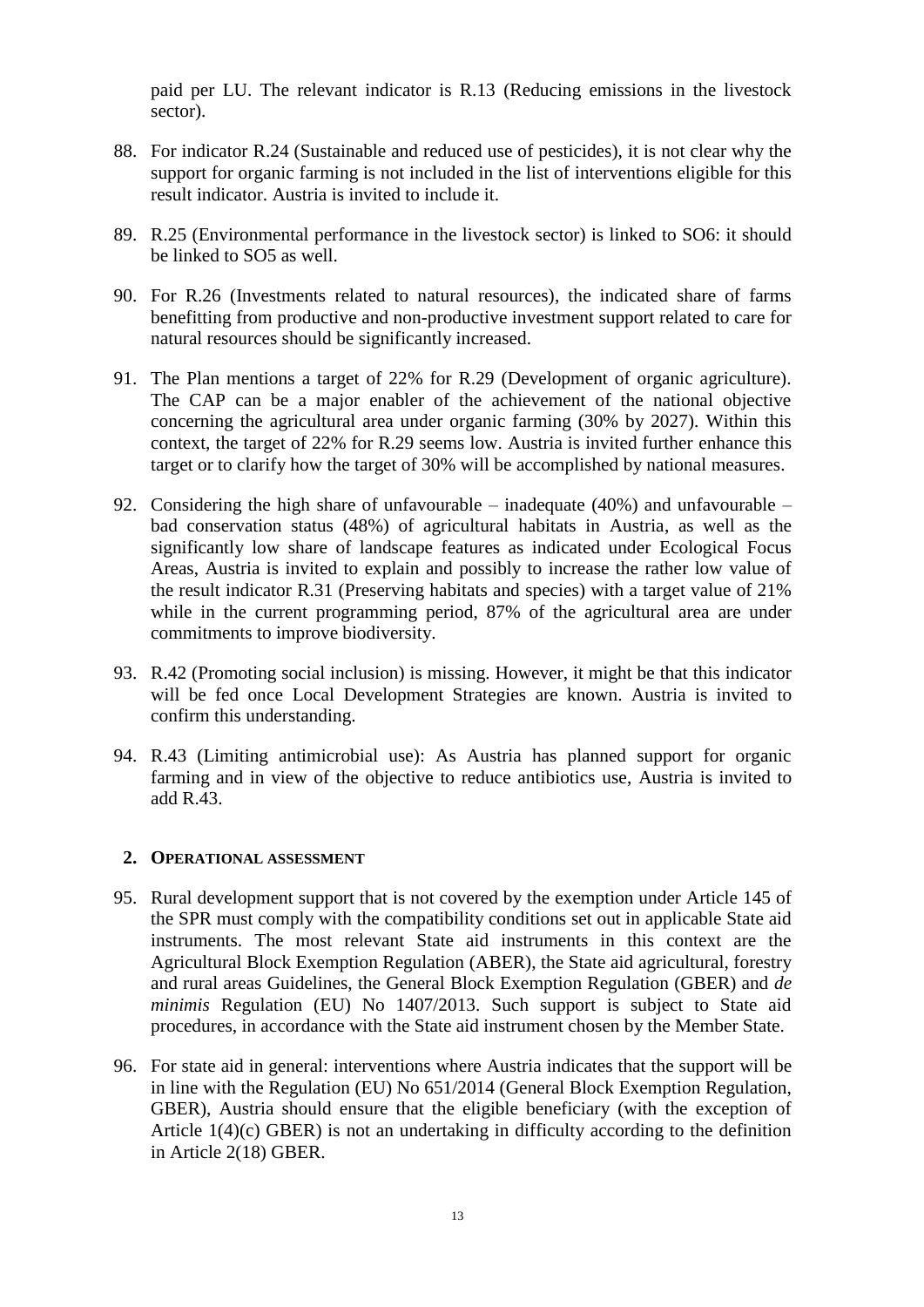paid per LU. The relevant indicator is R.13 (Reducing emissions in the livestock sector).

88. For indicator R.24 (Sustainable and reduced use of pesticides), it is not clear why the support for organic farming is not included in the list of interventions eligible for this result indicator. Austria is invited to include it.

89. R.25 (Environmental performance in the livestock sector) is linked to SO6: it should be linked to SO5 as well.

90. For R.26 (Investments related to natural resources), the indicated share of farms benefitting from productive and non-productive investment support related to care for natural resources should be significantly increased.

91. The Plan mentions a target of 22% for R.29 (Development of organic agriculture). The CAP can be a major enabler of the achievement of the national objective concerning the agricultural area under organic farming (30% by 2027). Within this context, the target of 22% for R.29 seems low. Austria is invited further enhance this target or to clarify how the target of 30% will be accomplished by national measures.

92. Considering the high share of unfavourable – inadequate (40%) and unfavourable – bad conservation status (48%) of agricultural habitats in Austria, as well as the significantly low share of landscape features as indicated under Ecological Focus Areas, Austria is invited to explain and possibly to increase the rather low value of the result indicator R.31 (Preserving habitats and species) with a target value of 21% while in the current programming period, 87% of the agricultural area are under commitments to improve biodiversity.

93. R.42 (Promoting social inclusion) is missing. However, it might be that this indicator will be fed once Local Development Strategies are known. Austria is invited to confirm this understanding.

94. R.43 (Limiting antimicrobial use): As Austria has planned support for organic farming and in view of the objective to reduce antibiotics use, Austria is invited to add R.43.

## 2. Operational assessment

95. Rural development support that is not covered by the exemption under Article 145 of the SPR must comply with the compatibility conditions set out in applicable State aid instruments. The most relevant State aid instruments in this context are the Agricultural Block Exemption Regulation (ABER), the State aid agricultural, forestry and rural areas Guidelines, the General Block Exemption Regulation (GBER) and *de minimis* Regulation (EU) No 1407/2013. Such support is subject to State aid procedures, in accordance with the State aid instrument chosen by the Member State.

96. For state aid in general: interventions where Austria indicates that the support will be in line with the Regulation (EU) No 651/2014 (General Block Exemption Regulation, GBER), Austria should ensure that the eligible beneficiary (with the exception of Article 1(4)(c) GBER) is not an undertaking in difficulty according to the definition in Article 2(18) GBER.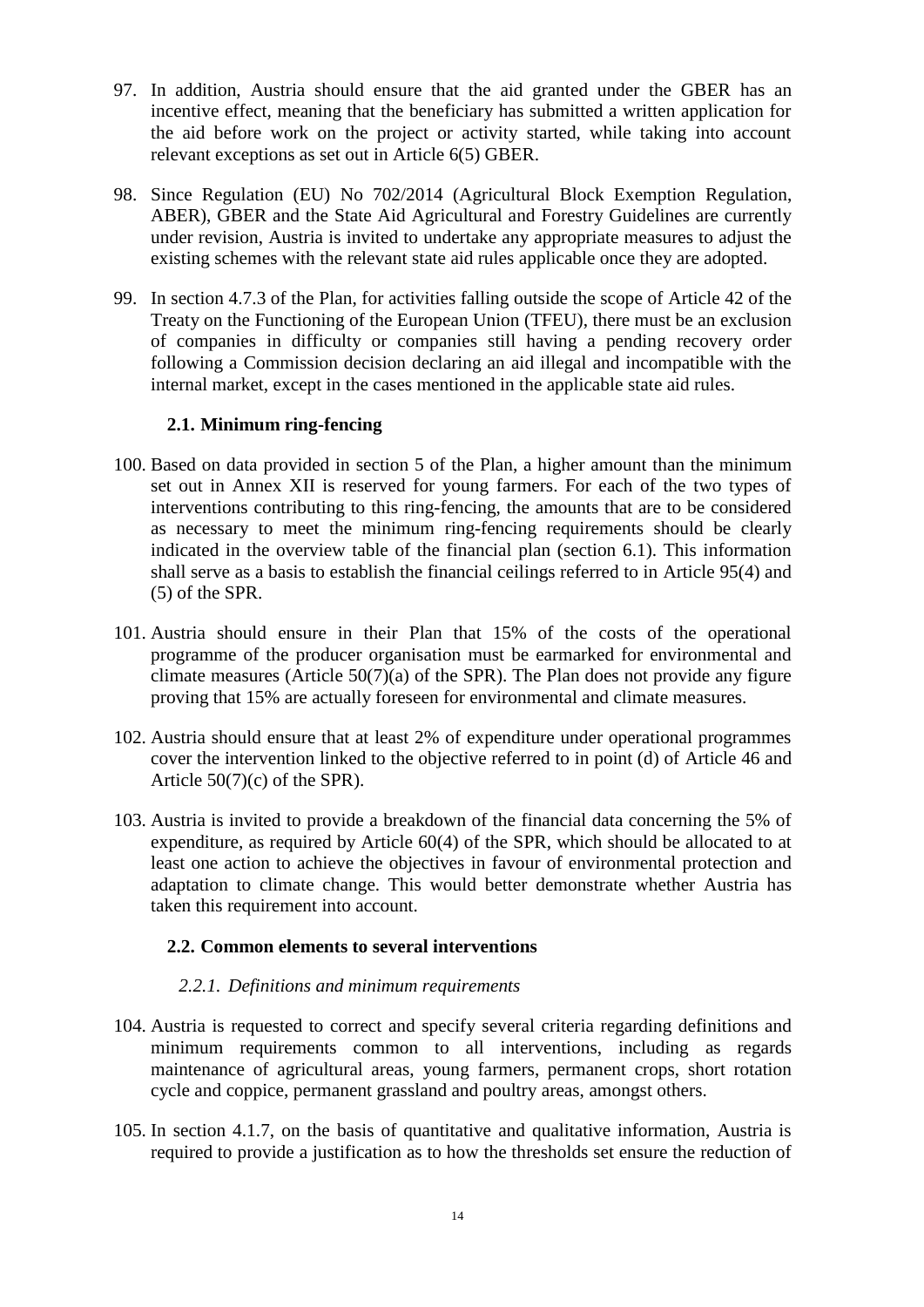97. In addition, Austria should ensure that the aid granted under the GBER has an incentive effect, meaning that the beneficiary has submitted a written application for the aid before work on the project or activity started, while taking into account relevant exceptions as set out in Article 6(5) GBER.

98. Since Regulation (EU) No 702/2014 (Agricultural Block Exemption Regulation, ABER), GBER and the State Aid Agricultural and Forestry Guidelines are currently under revision, Austria is invited to undertake any appropriate measures to adjust the existing schemes with the relevant state aid rules applicable once they are adopted.

99. In section 4.7.3 of the Plan, for activities falling outside the scope of Article 42 of the Treaty on the Functioning of the European Union (TFEU), there must be an exclusion of companies in difficulty or companies still having a pending recovery order following a Commission decision declaring an aid illegal and incompatible with the internal market, except in the cases mentioned in the applicable state aid rules.

### 2.1. Minimum ring-fencing

100. Based on data provided in section 5 of the Plan, a higher amount than the minimum set out in Annex XII is reserved for young farmers. For each of the two types of interventions contributing to this ring-fencing, the amounts that are to be considered as necessary to meet the minimum ring-fencing requirements should be clearly indicated in the overview table of the financial plan (section 6.1). This information shall serve as a basis to establish the financial ceilings referred to in Article 95(4) and (5) of the SPR.

101. Austria should ensure in their Plan that 15% of the costs of the operational programme of the producer organisation must be earmarked for environmental and climate measures (Article 50(7)(a) of the SPR). The Plan does not provide any figure proving that 15% are actually foreseen for environmental and climate measures.

102. Austria should ensure that at least 2% of expenditure under operational programmes cover the intervention linked to the objective referred to in point (d) of Article 46 and Article 50(7)(c) of the SPR).

103. Austria is invited to provide a breakdown of the financial data concerning the 5% of expenditure, as required by Article 60(4) of the SPR, which should be allocated to at least one action to achieve the objectives in favour of environmental protection and adaptation to climate change. This would better demonstrate whether Austria has taken this requirement into account.

### 2.2. Common elements to several interventions

#### *2.2.1. Definitions and minimum requirements*

104. Austria is requested to correct and specify several criteria regarding definitions and minimum requirements common to all interventions, including as regards maintenance of agricultural areas, young farmers, permanent crops, short rotation cycle and coppice, permanent grassland and poultry areas, amongst others.

105. In section 4.1.7, on the basis of quantitative and qualitative information, Austria is required to provide a justification as to how the thresholds set ensure the reduction of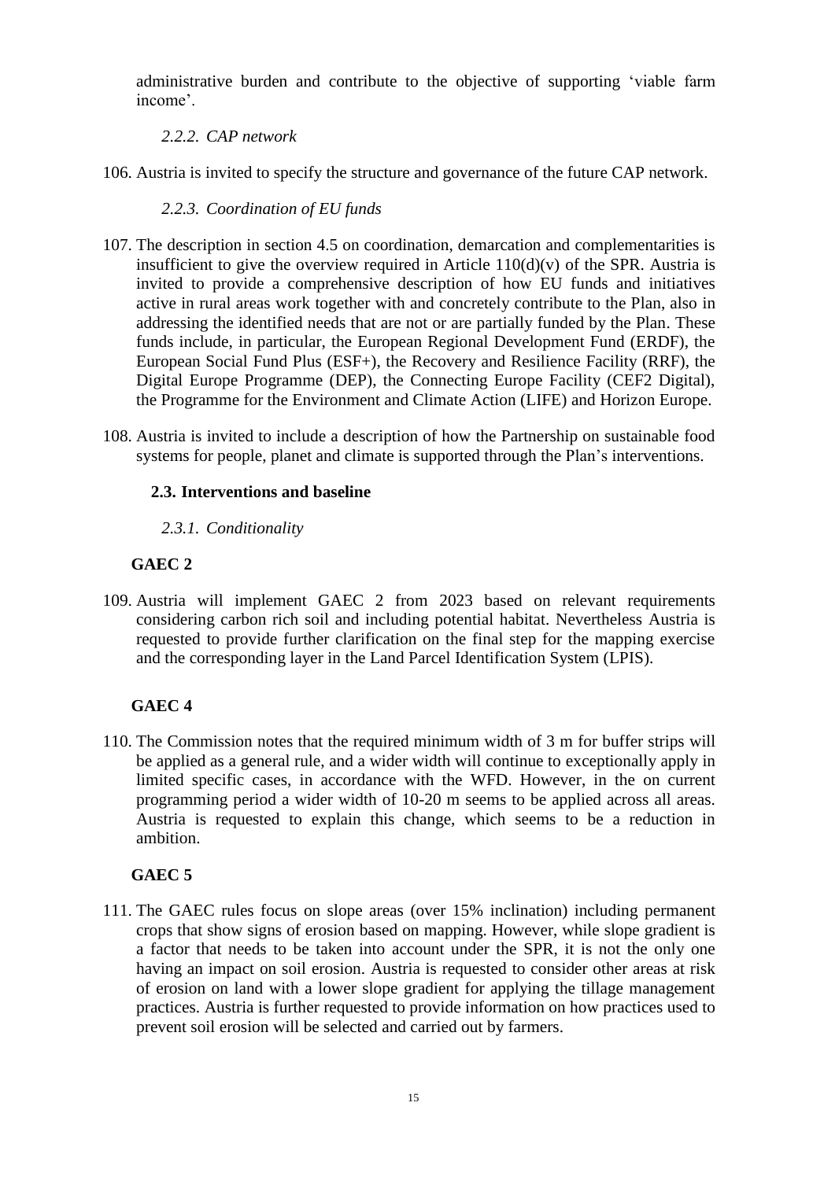administrative burden and contribute to the objective of supporting 'viable farm income'.

#### *2.2.2. CAP network*

106. Austria is invited to specify the structure and governance of the future CAP network.

#### *2.2.3. Coordination of EU funds*

107. The description in section 4.5 on coordination, demarcation and complementarities is insufficient to give the overview required in Article 110(d)(v) of the SPR. Austria is invited to provide a comprehensive description of how EU funds and initiatives active in rural areas work together with and concretely contribute to the Plan, also in addressing the identified needs that are not or are partially funded by the Plan. These funds include, in particular, the European Regional Development Fund (ERDF), the European Social Fund Plus (ESF+), the Recovery and Resilience Facility (RRF), the Digital Europe Programme (DEP), the Connecting Europe Facility (CEF2 Digital), the Programme for the Environment and Climate Action (LIFE) and Horizon Europe.

108. Austria is invited to include a description of how the Partnership on sustainable food systems for people, planet and climate is supported through the Plan's interventions.

### 2.3. Interventions and baseline

#### *2.3.1. Conditionality*

**GAEC 2**

109. Austria will implement GAEC 2 from 2023 based on relevant requirements considering carbon rich soil and including potential habitat. Nevertheless Austria is requested to provide further clarification on the final step for the mapping exercise and the corresponding layer in the Land Parcel Identification System (LPIS).

**GAEC 4**

110. The Commission notes that the required minimum width of 3 m for buffer strips will be applied as a general rule, and a wider width will continue to exceptionally apply in limited specific cases, in accordance with the WFD. However, in the on current programming period a wider width of 10-20 m seems to be applied across all areas. Austria is requested to explain this change, which seems to be a reduction in ambition.

**GAEC 5**

111. The GAEC rules focus on slope areas (over 15% inclination) including permanent crops that show signs of erosion based on mapping. However, while slope gradient is a factor that needs to be taken into account under the SPR, it is not the only one having an impact on soil erosion. Austria is requested to consider other areas at risk of erosion on land with a lower slope gradient for applying the tillage management practices. Austria is further requested to provide information on how practices used to prevent soil erosion will be selected and carried out by farmers.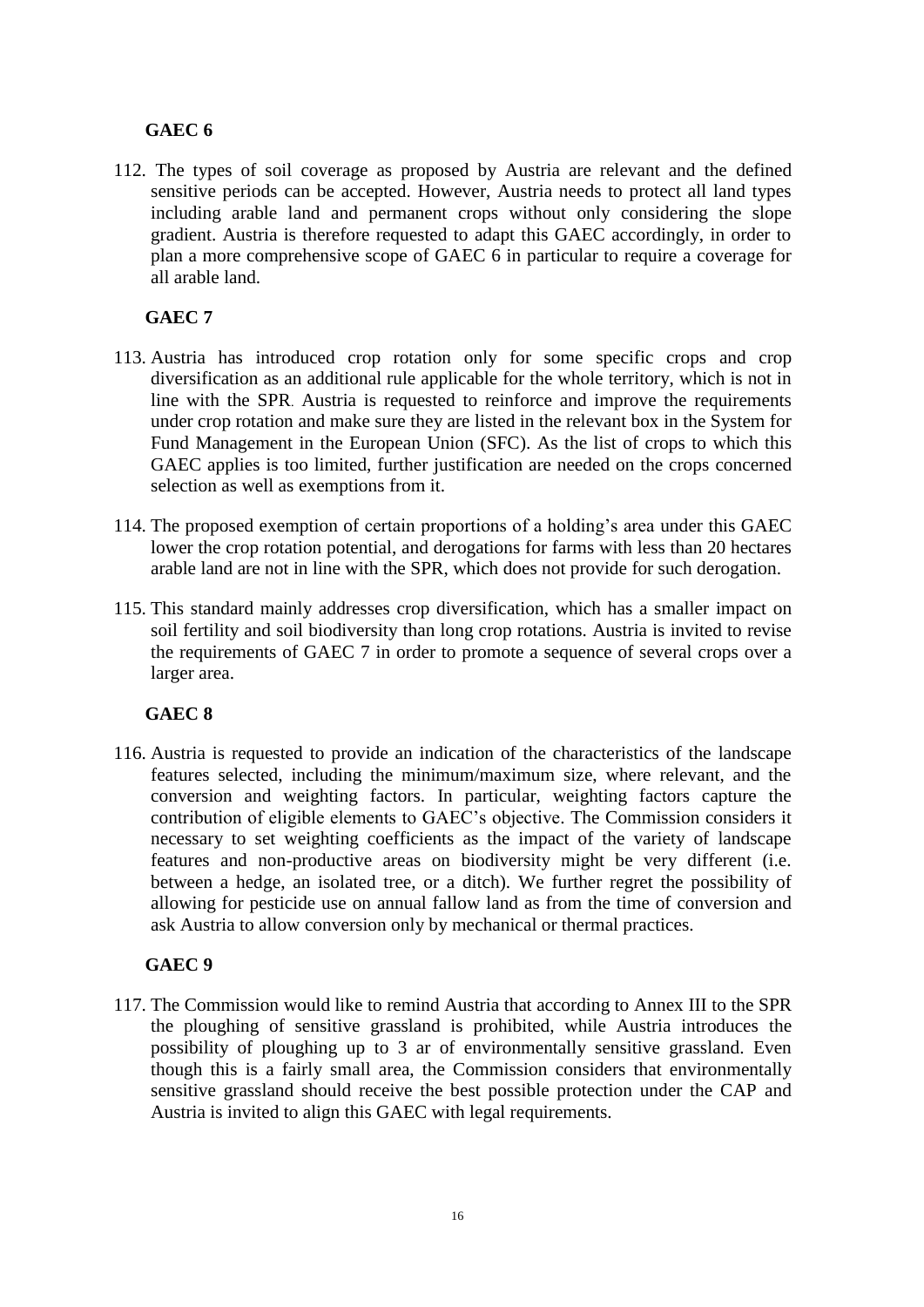**GAEC 6**

112. The types of soil coverage as proposed by Austria are relevant and the defined sensitive periods can be accepted. However, Austria needs to protect all land types including arable land and permanent crops without only considering the slope gradient. Austria is therefore requested to adapt this GAEC accordingly, in order to plan a more comprehensive scope of GAEC 6 in particular to require a coverage for all arable land.

**GAEC 7**

113. Austria has introduced crop rotation only for some specific crops and crop diversification as an additional rule applicable for the whole territory, which is not in line with the SPR. Austria is requested to reinforce and improve the requirements under crop rotation and make sure they are listed in the relevant box in the System for Fund Management in the European Union (SFC). As the list of crops to which this GAEC applies is too limited, further justification are needed on the crops concerned selection as well as exemptions from it.

114. The proposed exemption of certain proportions of a holding's area under this GAEC lower the crop rotation potential, and derogations for farms with less than 20 hectares arable land are not in line with the SPR, which does not provide for such derogation.

115. This standard mainly addresses crop diversification, which has a smaller impact on soil fertility and soil biodiversity than long crop rotations. Austria is invited to revise the requirements of GAEC 7 in order to promote a sequence of several crops over a larger area.

**GAEC 8**

116. Austria is requested to provide an indication of the characteristics of the landscape features selected, including the minimum/maximum size, where relevant, and the conversion and weighting factors. In particular, weighting factors capture the contribution of eligible elements to GAEC's objective. The Commission considers it necessary to set weighting coefficients as the impact of the variety of landscape features and non-productive areas on biodiversity might be very different (i.e. between a hedge, an isolated tree, or a ditch). We further regret the possibility of allowing for pesticide use on annual fallow land as from the time of conversion and ask Austria to allow conversion only by mechanical or thermal practices.

**GAEC 9**

117. The Commission would like to remind Austria that according to Annex III to the SPR the ploughing of sensitive grassland is prohibited, while Austria introduces the possibility of ploughing up to 3 ar of environmentally sensitive grassland. Even though this is a fairly small area, the Commission considers that environmentally sensitive grassland should receive the best possible protection under the CAP and Austria is invited to align this GAEC with legal requirements.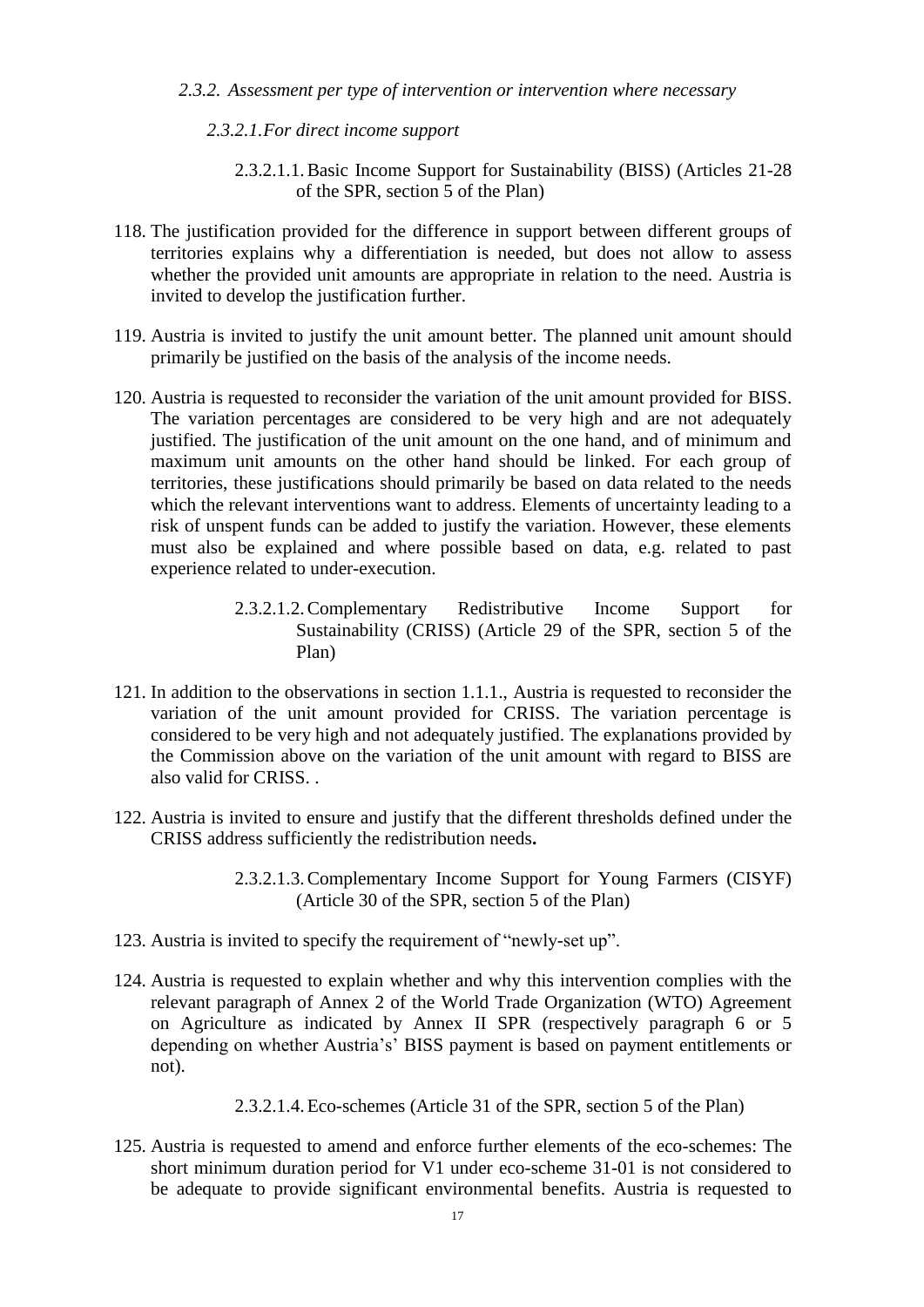#### *2.3.2. Assessment per type of intervention or intervention where necessary*

##### *2.3.2.1. For direct income support*

###### 2.3.2.1.1. Basic Income Support for Sustainability (BISS) (Articles 21-28 of the SPR, section 5 of the Plan)

118. The justification provided for the difference in support between different groups of territories explains why a differentiation is needed, but does not allow to assess whether the provided unit amounts are appropriate in relation to the need. Austria is invited to develop the justification further.

119. Austria is invited to justify the unit amount better. The planned unit amount should primarily be justified on the basis of the analysis of the income needs.

120. Austria is requested to reconsider the variation of the unit amount provided for BISS. The variation percentages are considered to be very high and are not adequately justified. The justification of the unit amount on the one hand, and of minimum and maximum unit amounts on the other hand should be linked. For each group of territories, these justifications should primarily be based on data related to the needs which the relevant interventions want to address. Elements of uncertainty leading to a risk of unspent funds can be added to justify the variation. However, these elements must also be explained and where possible based on data, e.g. related to past experience related to under-execution.

###### 2.3.2.1.2. Complementary Redistributive Income Support for Sustainability (CRISS) (Article 29 of the SPR, section 5 of the Plan)

121. In addition to the observations in section 1.1.1., Austria is requested to reconsider the variation of the unit amount provided for CRISS. The variation percentage is considered to be very high and not adequately justified. The explanations provided by the Commission above on the variation of the unit amount with regard to BISS are also valid for CRISS. .

122. Austria is invited to ensure and justify that the different thresholds defined under the CRISS address sufficiently the redistribution needs**.**

###### 2.3.2.1.3. Complementary Income Support for Young Farmers (CISYF) (Article 30 of the SPR, section 5 of the Plan)

123. Austria is invited to specify the requirement of "newly-set up".

124. Austria is requested to explain whether and why this intervention complies with the relevant paragraph of Annex 2 of the World Trade Organization (WTO) Agreement on Agriculture as indicated by Annex II SPR (respectively paragraph 6 or 5 depending on whether Austria's' BISS payment is based on payment entitlements or not).

###### 2.3.2.1.4. Eco-schemes (Article 31 of the SPR, section 5 of the Plan)

125. Austria is requested to amend and enforce further elements of the eco-schemes: The short minimum duration period for V1 under eco-scheme 31-01 is not considered to be adequate to provide significant environmental benefits. Austria is requested to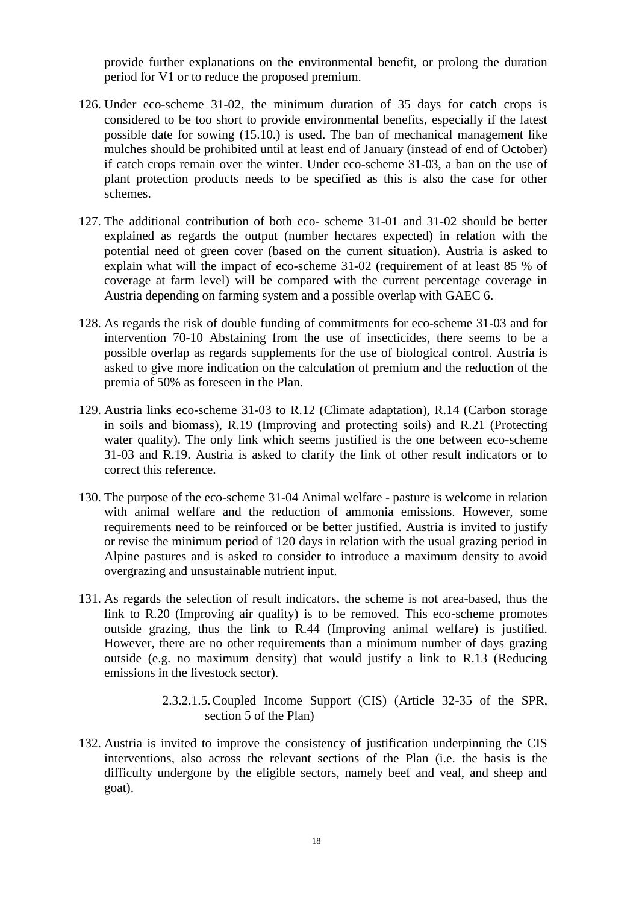provide further explanations on the environmental benefit, or prolong the duration period for V1 or to reduce the proposed premium.

126. Under eco-scheme 31-02, the minimum duration of 35 days for catch crops is considered to be too short to provide environmental benefits, especially if the latest possible date for sowing (15.10.) is used. The ban of mechanical management like mulches should be prohibited until at least end of January (instead of end of October) if catch crops remain over the winter. Under eco-scheme 31-03, a ban on the use of plant protection products needs to be specified as this is also the case for other schemes.

127. The additional contribution of both eco- scheme 31-01 and 31-02 should be better explained as regards the output (number hectares expected) in relation with the potential need of green cover (based on the current situation). Austria is asked to explain what will the impact of eco-scheme 31-02 (requirement of at least 85 % of coverage at farm level) will be compared with the current percentage coverage in Austria depending on farming system and a possible overlap with GAEC 6.

128. As regards the risk of double funding of commitments for eco-scheme 31-03 and for intervention 70-10 Abstaining from the use of insecticides, there seems to be a possible overlap as regards supplements for the use of biological control. Austria is asked to give more indication on the calculation of premium and the reduction of the premia of 50% as foreseen in the Plan.

129. Austria links eco-scheme 31-03 to R.12 (Climate adaptation), R.14 (Carbon storage in soils and biomass), R.19 (Improving and protecting soils) and R.21 (Protecting water quality). The only link which seems justified is the one between eco-scheme 31-03 and R.19. Austria is asked to clarify the link of other result indicators or to correct this reference.

130. The purpose of the eco-scheme 31-04 Animal welfare - pasture is welcome in relation with animal welfare and the reduction of ammonia emissions. However, some requirements need to be reinforced or be better justified. Austria is invited to justify or revise the minimum period of 120 days in relation with the usual grazing period in Alpine pastures and is asked to consider to introduce a maximum density to avoid overgrazing and unsustainable nutrient input.

131. As regards the selection of result indicators, the scheme is not area-based, thus the link to R.20 (Improving air quality) is to be removed. This eco-scheme promotes outside grazing, thus the link to R.44 (Improving animal welfare) is justified. However, there are no other requirements than a minimum number of days grazing outside (e.g. no maximum density) that would justify a link to R.13 (Reducing emissions in the livestock sector).

##### 2.3.2.1.5. Coupled Income Support (CIS) (Article 32-35 of the SPR, section 5 of the Plan)

132. Austria is invited to improve the consistency of justification underpinning the CIS interventions, also across the relevant sections of the Plan (i.e. the basis is the difficulty undergone by the eligible sectors, namely beef and veal, and sheep and goat).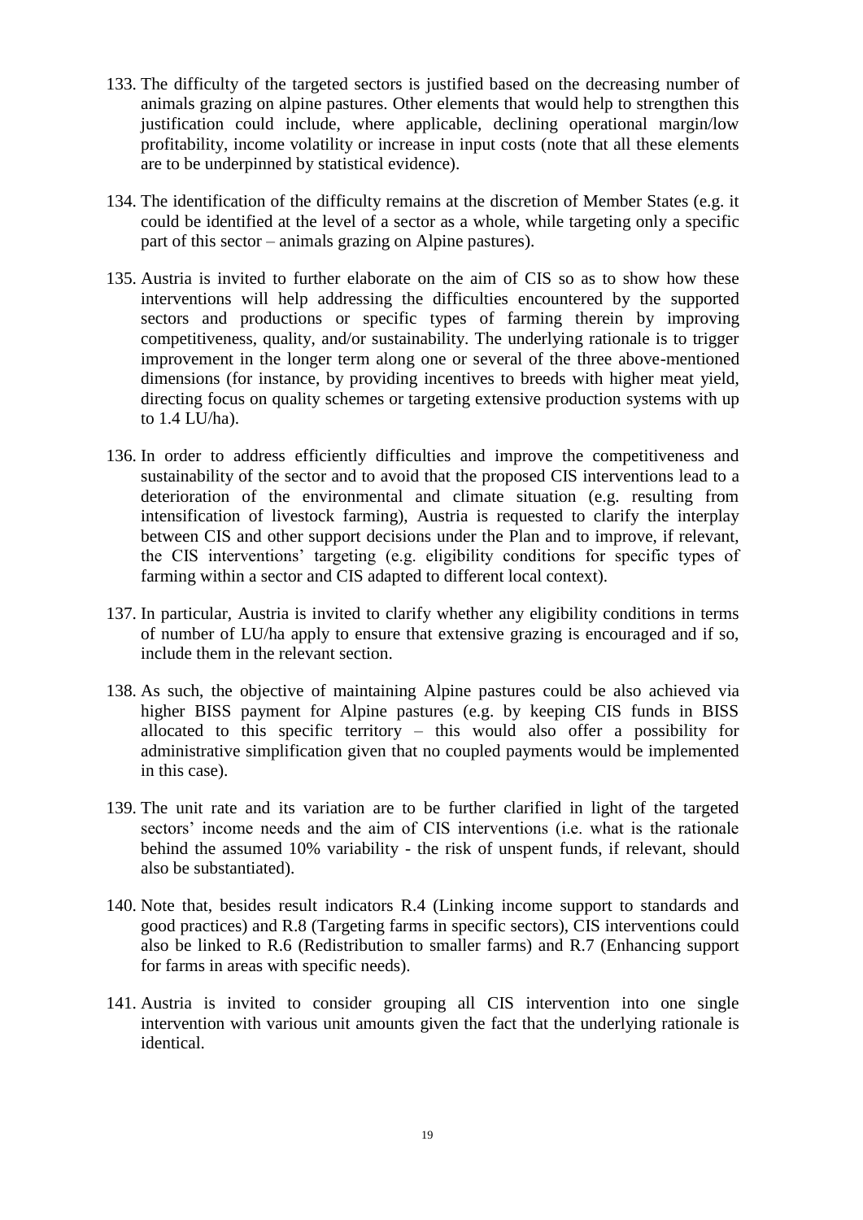133. The difficulty of the targeted sectors is justified based on the decreasing number of animals grazing on alpine pastures. Other elements that would help to strengthen this justification could include, where applicable, declining operational margin/low profitability, income volatility or increase in input costs (note that all these elements are to be underpinned by statistical evidence).

134. The identification of the difficulty remains at the discretion of Member States (e.g. it could be identified at the level of a sector as a whole, while targeting only a specific part of this sector – animals grazing on Alpine pastures).

135. Austria is invited to further elaborate on the aim of CIS so as to show how these interventions will help addressing the difficulties encountered by the supported sectors and productions or specific types of farming therein by improving competitiveness, quality, and/or sustainability. The underlying rationale is to trigger improvement in the longer term along one or several of the three above-mentioned dimensions (for instance, by providing incentives to breeds with higher meat yield, directing focus on quality schemes or targeting extensive production systems with up to 1.4 LU/ha).

136. In order to address efficiently difficulties and improve the competitiveness and sustainability of the sector and to avoid that the proposed CIS interventions lead to a deterioration of the environmental and climate situation (e.g. resulting from intensification of livestock farming), Austria is requested to clarify the interplay between CIS and other support decisions under the Plan and to improve, if relevant, the CIS interventions' targeting (e.g. eligibility conditions for specific types of farming within a sector and CIS adapted to different local context).

137. In particular, Austria is invited to clarify whether any eligibility conditions in terms of number of LU/ha apply to ensure that extensive grazing is encouraged and if so, include them in the relevant section.

138. As such, the objective of maintaining Alpine pastures could be also achieved via higher BISS payment for Alpine pastures (e.g. by keeping CIS funds in BISS allocated to this specific territory – this would also offer a possibility for administrative simplification given that no coupled payments would be implemented in this case).

139. The unit rate and its variation are to be further clarified in light of the targeted sectors' income needs and the aim of CIS interventions (i.e. what is the rationale behind the assumed 10% variability - the risk of unspent funds, if relevant, should also be substantiated).

140. Note that, besides result indicators R.4 (Linking income support to standards and good practices) and R.8 (Targeting farms in specific sectors), CIS interventions could also be linked to R.6 (Redistribution to smaller farms) and R.7 (Enhancing support for farms in areas with specific needs).

141. Austria is invited to consider grouping all CIS intervention into one single intervention with various unit amounts given the fact that the underlying rationale is identical.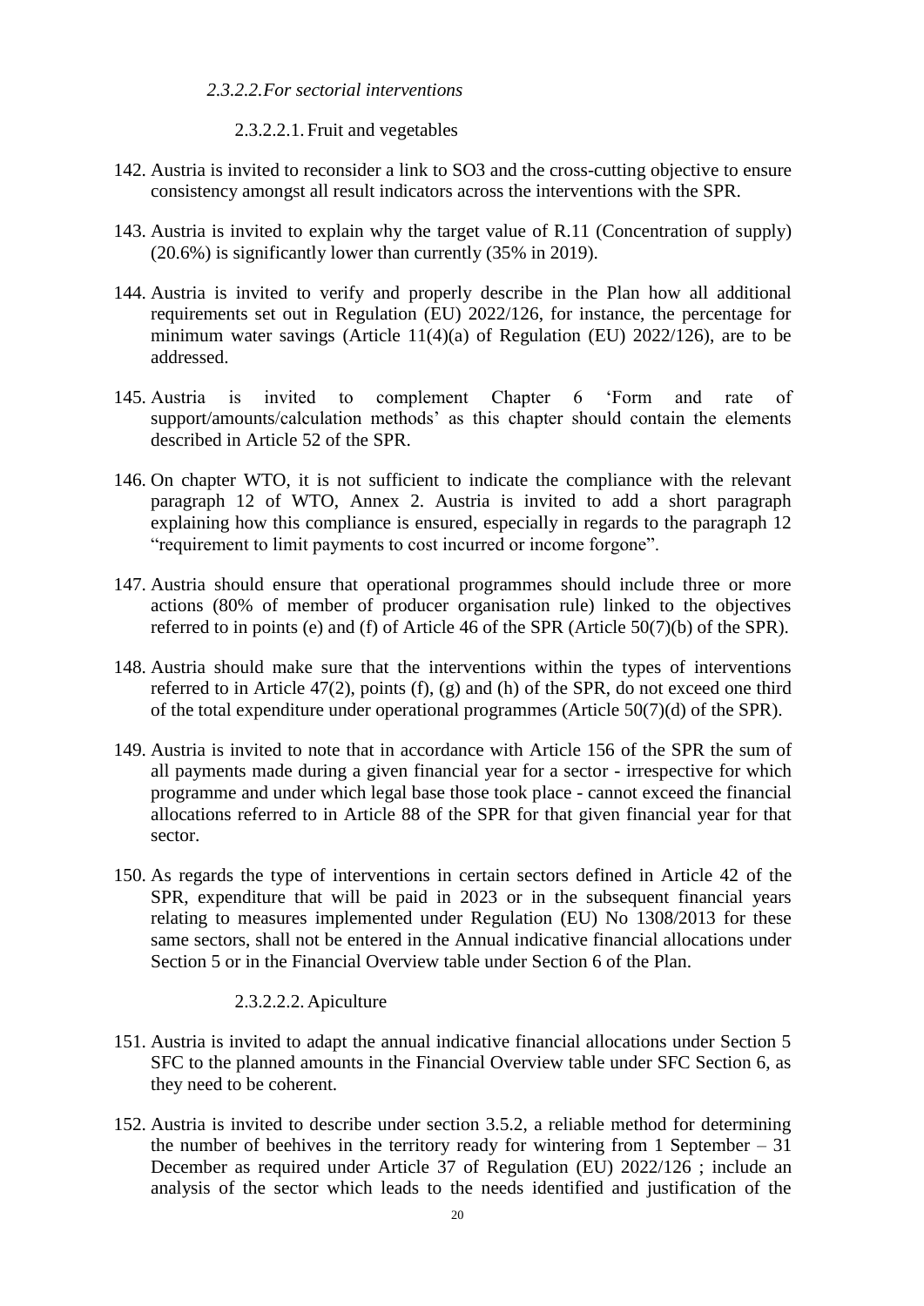#### *2.3.2.2. For sectorial interventions*

##### 2.3.2.2.1. Fruit and vegetables

142. Austria is invited to reconsider a link to SO3 and the cross-cutting objective to ensure consistency amongst all result indicators across the interventions with the SPR.

143. Austria is invited to explain why the target value of R.11 (Concentration of supply) (20.6%) is significantly lower than currently (35% in 2019).

144. Austria is invited to verify and properly describe in the Plan how all additional requirements set out in Regulation (EU) 2022/126, for instance, the percentage for minimum water savings (Article 11(4)(a) of Regulation (EU) 2022/126), are to be addressed.

145. Austria is invited to complement Chapter 6 'Form and rate of support/amounts/calculation methods' as this chapter should contain the elements described in Article 52 of the SPR.

146. On chapter WTO, it is not sufficient to indicate the compliance with the relevant paragraph 12 of WTO, Annex 2. Austria is invited to add a short paragraph explaining how this compliance is ensured, especially in regards to the paragraph 12 "requirement to limit payments to cost incurred or income forgone".

147. Austria should ensure that operational programmes should include three or more actions (80% of member of producer organisation rule) linked to the objectives referred to in points (e) and (f) of Article 46 of the SPR (Article 50(7)(b) of the SPR).

148. Austria should make sure that the interventions within the types of interventions referred to in Article 47(2), points (f), (g) and (h) of the SPR, do not exceed one third of the total expenditure under operational programmes (Article 50(7)(d) of the SPR).

149. Austria is invited to note that in accordance with Article 156 of the SPR the sum of all payments made during a given financial year for a sector - irrespective for which programme and under which legal base those took place - cannot exceed the financial allocations referred to in Article 88 of the SPR for that given financial year for that sector.

150. As regards the type of interventions in certain sectors defined in Article 42 of the SPR, expenditure that will be paid in 2023 or in the subsequent financial years relating to measures implemented under Regulation (EU) No 1308/2013 for these same sectors, shall not be entered in the Annual indicative financial allocations under Section 5 or in the Financial Overview table under Section 6 of the Plan.

##### 2.3.2.2.2. Apiculture

151. Austria is invited to adapt the annual indicative financial allocations under Section 5 SFC to the planned amounts in the Financial Overview table under SFC Section 6, as they need to be coherent.

152. Austria is invited to describe under section 3.5.2, a reliable method for determining the number of beehives in the territory ready for wintering from 1 September – 31 December as required under Article 37 of Regulation (EU) 2022/126 ; include an analysis of the sector which leads to the needs identified and justification of the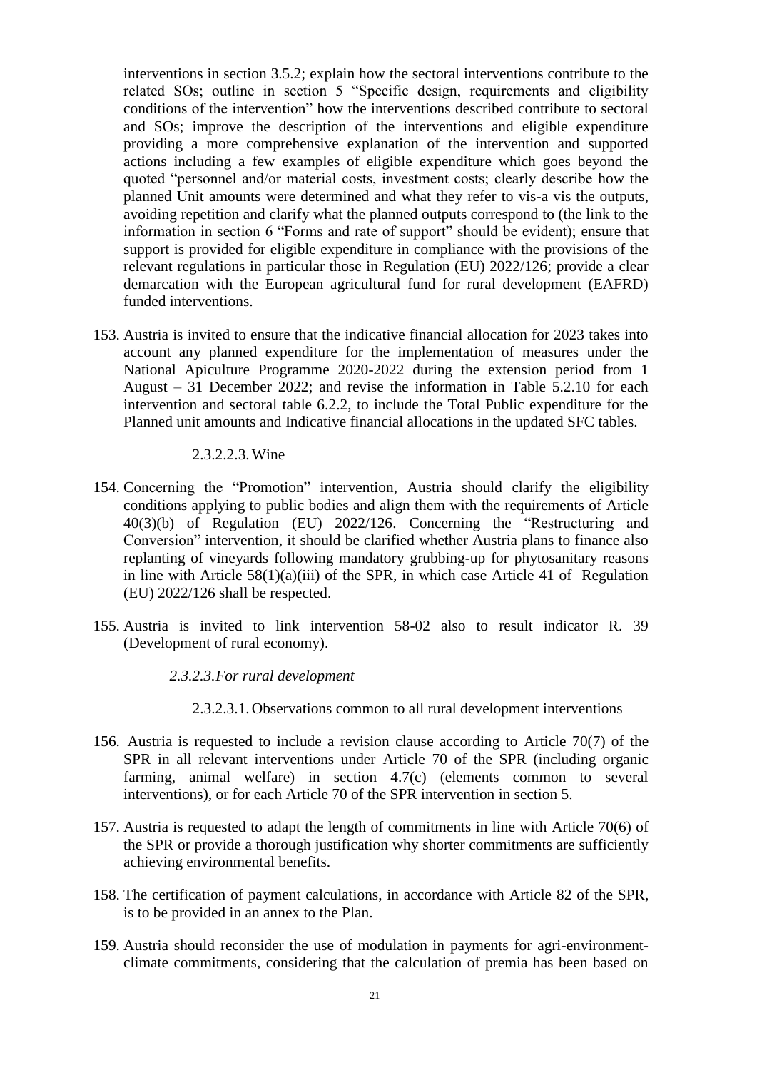interventions in section 3.5.2; explain how the sectoral interventions contribute to the related SOs; outline in section 5 "Specific design, requirements and eligibility conditions of the intervention" how the interventions described contribute to sectoral and SOs; improve the description of the interventions and eligible expenditure providing a more comprehensive explanation of the intervention and supported actions including a few examples of eligible expenditure which goes beyond the quoted "personnel and/or material costs, investment costs; clearly describe how the planned Unit amounts were determined and what they refer to vis-a vis the outputs, avoiding repetition and clarify what the planned outputs correspond to (the link to the information in section 6 "Forms and rate of support" should be evident); ensure that support is provided for eligible expenditure in compliance with the provisions of the relevant regulations in particular those in Regulation (EU) 2022/126; provide a clear demarcation with the European agricultural fund for rural development (EAFRD) funded interventions.

153. Austria is invited to ensure that the indicative financial allocation for 2023 takes into account any planned expenditure for the implementation of measures under the National Apiculture Programme 2020-2022 during the extension period from 1 August – 31 December 2022; and revise the information in Table 5.2.10 for each intervention and sectoral table 6.2.2, to include the Total Public expenditure for the Planned unit amounts and Indicative financial allocations in the updated SFC tables.

##### 2.3.2.2.3. Wine

154. Concerning the "Promotion" intervention, Austria should clarify the eligibility conditions applying to public bodies and align them with the requirements of Article 40(3)(b) of Regulation (EU) 2022/126. Concerning the "Restructuring and Conversion" intervention, it should be clarified whether Austria plans to finance also replanting of vineyards following mandatory grubbing-up for phytosanitary reasons in line with Article 58(1)(a)(iii) of the SPR, in which case Article 41 of Regulation (EU) 2022/126 shall be respected.

155. Austria is invited to link intervention 58-02 also to result indicator R. 39 (Development of rural economy).

#### *2.3.2.3. For rural development*

##### 2.3.2.3.1. Observations common to all rural development interventions

156. Austria is requested to include a revision clause according to Article 70(7) of the SPR in all relevant interventions under Article 70 of the SPR (including organic farming, animal welfare) in section 4.7(c) (elements common to several interventions), or for each Article 70 of the SPR intervention in section 5.

157. Austria is requested to adapt the length of commitments in line with Article 70(6) of the SPR or provide a thorough justification why shorter commitments are sufficiently achieving environmental benefits.

158. The certification of payment calculations, in accordance with Article 82 of the SPR, is to be provided in an annex to the Plan.

159. Austria should reconsider the use of modulation in payments for agri-environment-climate commitments, considering that the calculation of premia has been based on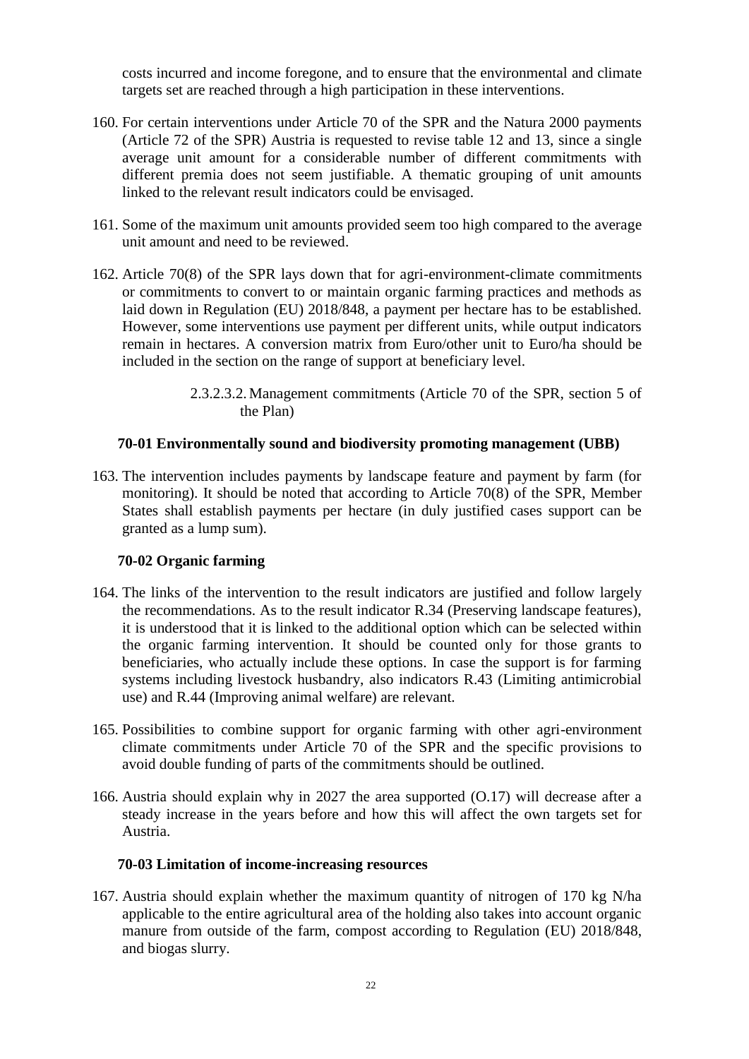costs incurred and income foregone, and to ensure that the environmental and climate targets set are reached through a high participation in these interventions.

160. For certain interventions under Article 70 of the SPR and the Natura 2000 payments (Article 72 of the SPR) Austria is requested to revise table 12 and 13, since a single average unit amount for a considerable number of different commitments with different premia does not seem justifiable. A thematic grouping of unit amounts linked to the relevant result indicators could be envisaged.

161. Some of the maximum unit amounts provided seem too high compared to the average unit amount and need to be reviewed.

162. Article 70(8) of the SPR lays down that for agri-environment-climate commitments or commitments to convert to or maintain organic farming practices and methods as laid down in Regulation (EU) 2018/848, a payment per hectare has to be established. However, some interventions use payment per different units, while output indicators remain in hectares. A conversion matrix from Euro/other unit to Euro/ha should be included in the section on the range of support at beneficiary level.

#### 2.3.2.3.2. Management commitments (Article 70 of the SPR, section 5 of the Plan)

**70-01 Environmentally sound and biodiversity promoting management (UBB)**

163. The intervention includes payments by landscape feature and payment by farm (for monitoring). It should be noted that according to Article 70(8) of the SPR, Member States shall establish payments per hectare (in duly justified cases support can be granted as a lump sum).

**70-02 Organic farming**

164. The links of the intervention to the result indicators are justified and follow largely the recommendations. As to the result indicator R.34 (Preserving landscape features), it is understood that it is linked to the additional option which can be selected within the organic farming intervention. It should be counted only for those grants to beneficiaries, who actually include these options. In case the support is for farming systems including livestock husbandry, also indicators R.43 (Limiting antimicrobial use) and R.44 (Improving animal welfare) are relevant.

165. Possibilities to combine support for organic farming with other agri-environment climate commitments under Article 70 of the SPR and the specific provisions to avoid double funding of parts of the commitments should be outlined.

166. Austria should explain why in 2027 the area supported (O.17) will decrease after a steady increase in the years before and how this will affect the own targets set for Austria.

**70-03 Limitation of income-increasing resources**

167. Austria should explain whether the maximum quantity of nitrogen of 170 kg N/ha applicable to the entire agricultural area of the holding also takes into account organic manure from outside of the farm, compost according to Regulation (EU) 2018/848, and biogas slurry.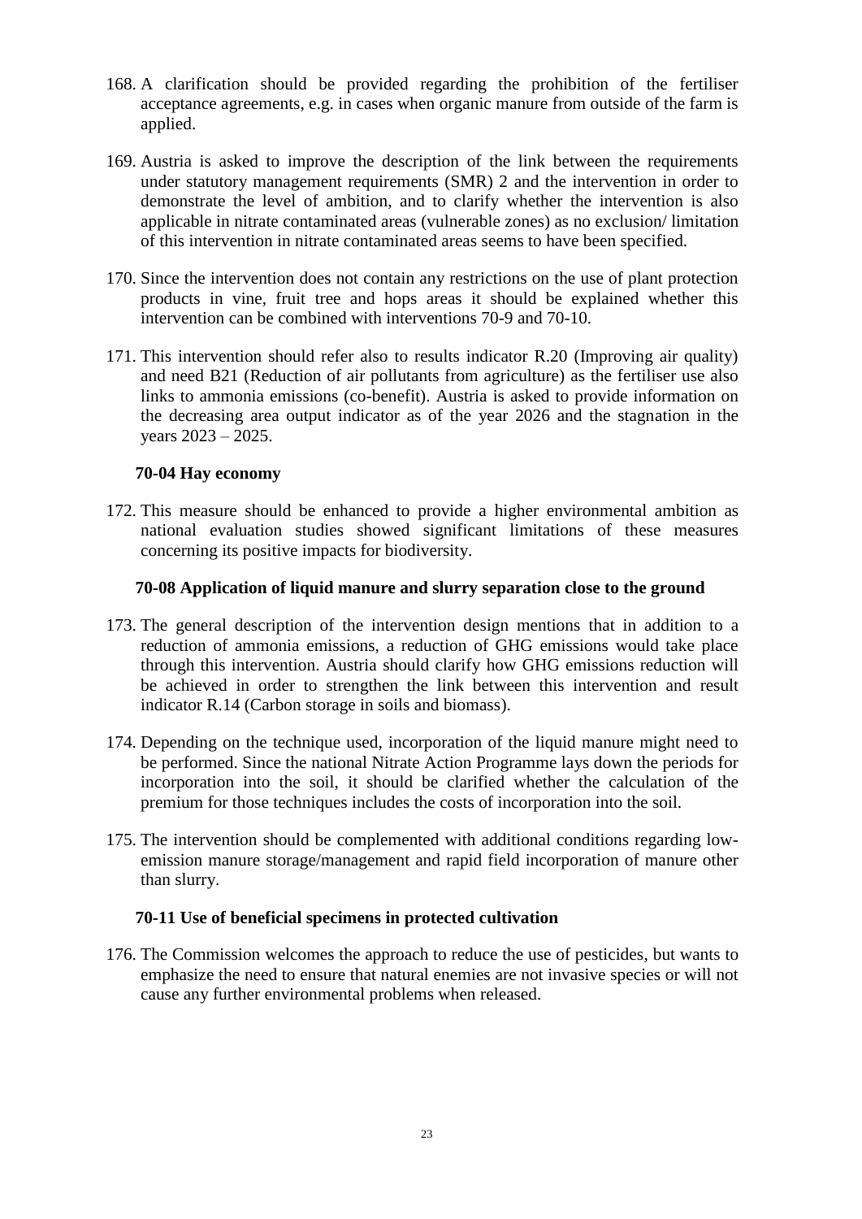168. A clarification should be provided regarding the prohibition of the fertiliser acceptance agreements, e.g. in cases when organic manure from outside of the farm is applied.

169. Austria is asked to improve the description of the link between the requirements under statutory management requirements (SMR) 2 and the intervention in order to demonstrate the level of ambition, and to clarify whether the intervention is also applicable in nitrate contaminated areas (vulnerable zones) as no exclusion/ limitation of this intervention in nitrate contaminated areas seems to have been specified.

170. Since the intervention does not contain any restrictions on the use of plant protection products in vine, fruit tree and hops areas it should be explained whether this intervention can be combined with interventions 70-9 and 70-10.

171. This intervention should refer also to results indicator R.20 (Improving air quality) and need B21 (Reduction of air pollutants from agriculture) as the fertiliser use also links to ammonia emissions (co-benefit). Austria is asked to provide information on the decreasing area output indicator as of the year 2026 and the stagnation in the years 2023 – 2025.

**70-04 Hay economy**

172. This measure should be enhanced to provide a higher environmental ambition as national evaluation studies showed significant limitations of these measures concerning its positive impacts for biodiversity.

**70-08 Application of liquid manure and slurry separation close to the ground**

173. The general description of the intervention design mentions that in addition to a reduction of ammonia emissions, a reduction of GHG emissions would take place through this intervention. Austria should clarify how GHG emissions reduction will be achieved in order to strengthen the link between this intervention and result indicator R.14 (Carbon storage in soils and biomass).

174. Depending on the technique used, incorporation of the liquid manure might need to be performed. Since the national Nitrate Action Programme lays down the periods for incorporation into the soil, it should be clarified whether the calculation of the premium for those techniques includes the costs of incorporation into the soil.

175. The intervention should be complemented with additional conditions regarding low-emission manure storage/management and rapid field incorporation of manure other than slurry.

**70-11 Use of beneficial specimens in protected cultivation**

176. The Commission welcomes the approach to reduce the use of pesticides, but wants to emphasize the need to ensure that natural enemies are not invasive species or will not cause any further environmental problems when released.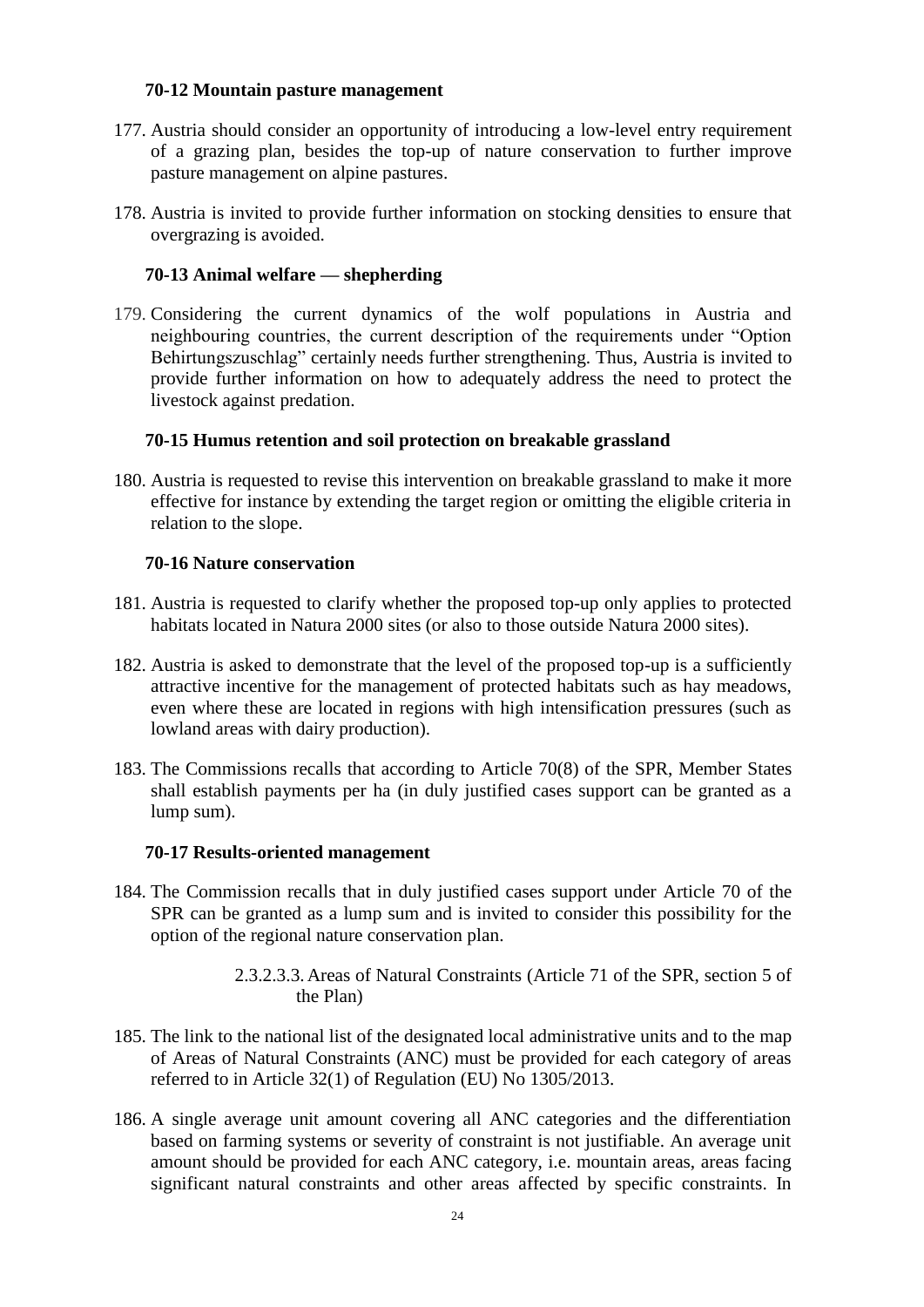**70-12 Mountain pasture management**

177. Austria should consider an opportunity of introducing a low-level entry requirement of a grazing plan, besides the top-up of nature conservation to further improve pasture management on alpine pastures.

178. Austria is invited to provide further information on stocking densities to ensure that overgrazing is avoided.

**70-13 Animal welfare — shepherding**

179. Considering the current dynamics of the wolf populations in Austria and neighbouring countries, the current description of the requirements under "Option Behirtungszuschlag" certainly needs further strengthening. Thus, Austria is invited to provide further information on how to adequately address the need to protect the livestock against predation.

**70-15 Humus retention and soil protection on breakable grassland**

180. Austria is requested to revise this intervention on breakable grassland to make it more effective for instance by extending the target region or omitting the eligible criteria in relation to the slope.

**70-16 Nature conservation**

181. Austria is requested to clarify whether the proposed top-up only applies to protected habitats located in Natura 2000 sites (or also to those outside Natura 2000 sites).

182. Austria is asked to demonstrate that the level of the proposed top-up is a sufficiently attractive incentive for the management of protected habitats such as hay meadows, even where these are located in regions with high intensification pressures (such as lowland areas with dairy production).

183. The Commissions recalls that according to Article 70(8) of the SPR, Member States shall establish payments per ha (in duly justified cases support can be granted as a lump sum).

**70-17 Results-oriented management**

184. The Commission recalls that in duly justified cases support under Article 70 of the SPR can be granted as a lump sum and is invited to consider this possibility for the option of the regional nature conservation plan.

2.3.2.3.3. Areas of Natural Constraints (Article 71 of the SPR, section 5 of the Plan)

185. The link to the national list of the designated local administrative units and to the map of Areas of Natural Constraints (ANC) must be provided for each category of areas referred to in Article 32(1) of Regulation (EU) No 1305/2013.

186. A single average unit amount covering all ANC categories and the differentiation based on farming systems or severity of constraint is not justifiable. An average unit amount should be provided for each ANC category, i.e. mountain areas, areas facing significant natural constraints and other areas affected by specific constraints. In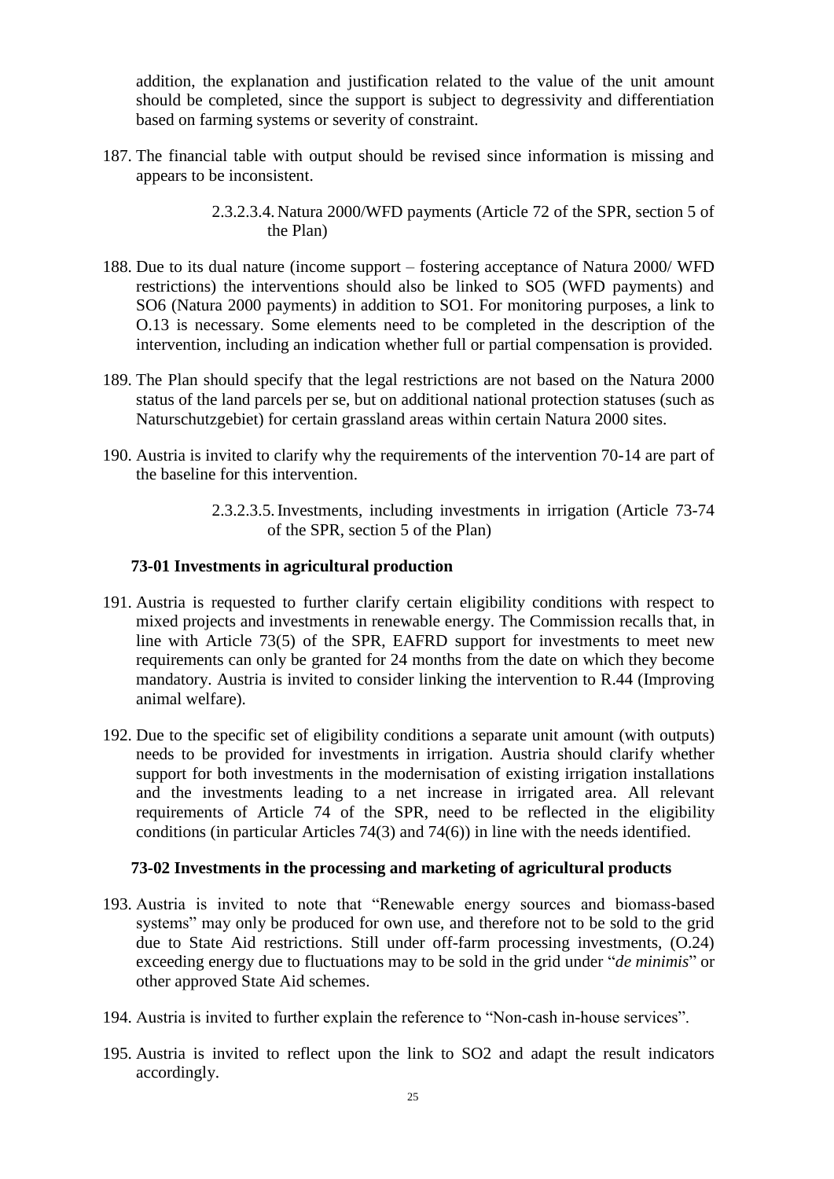addition, the explanation and justification related to the value of the unit amount should be completed, since the support is subject to degressivity and differentiation based on farming systems or severity of constraint.

187. The financial table with output should be revised since information is missing and appears to be inconsistent.

#### 2.3.2.3.4. Natura 2000/WFD payments (Article 72 of the SPR, section 5 of the Plan)

188. Due to its dual nature (income support – fostering acceptance of Natura 2000/ WFD restrictions) the interventions should also be linked to SO5 (WFD payments) and SO6 (Natura 2000 payments) in addition to SO1. For monitoring purposes, a link to O.13 is necessary. Some elements need to be completed in the description of the intervention, including an indication whether full or partial compensation is provided.

189. The Plan should specify that the legal restrictions are not based on the Natura 2000 status of the land parcels per se, but on additional national protection statuses (such as Naturschutzgebiet) for certain grassland areas within certain Natura 2000 sites.

190. Austria is invited to clarify why the requirements of the intervention 70-14 are part of the baseline for this intervention.

#### 2.3.2.3.5. Investments, including investments in irrigation (Article 73-74 of the SPR, section 5 of the Plan)

**73-01 Investments in agricultural production**

191. Austria is requested to further clarify certain eligibility conditions with respect to mixed projects and investments in renewable energy. The Commission recalls that, in line with Article 73(5) of the SPR, EAFRD support for investments to meet new requirements can only be granted for 24 months from the date on which they become mandatory. Austria is invited to consider linking the intervention to R.44 (Improving animal welfare).

192. Due to the specific set of eligibility conditions a separate unit amount (with outputs) needs to be provided for investments in irrigation. Austria should clarify whether support for both investments in the modernisation of existing irrigation installations and the investments leading to a net increase in irrigated area. All relevant requirements of Article 74 of the SPR, need to be reflected in the eligibility conditions (in particular Articles 74(3) and 74(6)) in line with the needs identified.

**73-02 Investments in the processing and marketing of agricultural products**

193. Austria is invited to note that "Renewable energy sources and biomass-based systems" may only be produced for own use, and therefore not to be sold to the grid due to State Aid restrictions. Still under off-farm processing investments, (O.24) exceeding energy due to fluctuations may to be sold in the grid under "*de minimis*" or other approved State Aid schemes.

194. Austria is invited to further explain the reference to "Non-cash in-house services".

195. Austria is invited to reflect upon the link to SO2 and adapt the result indicators accordingly.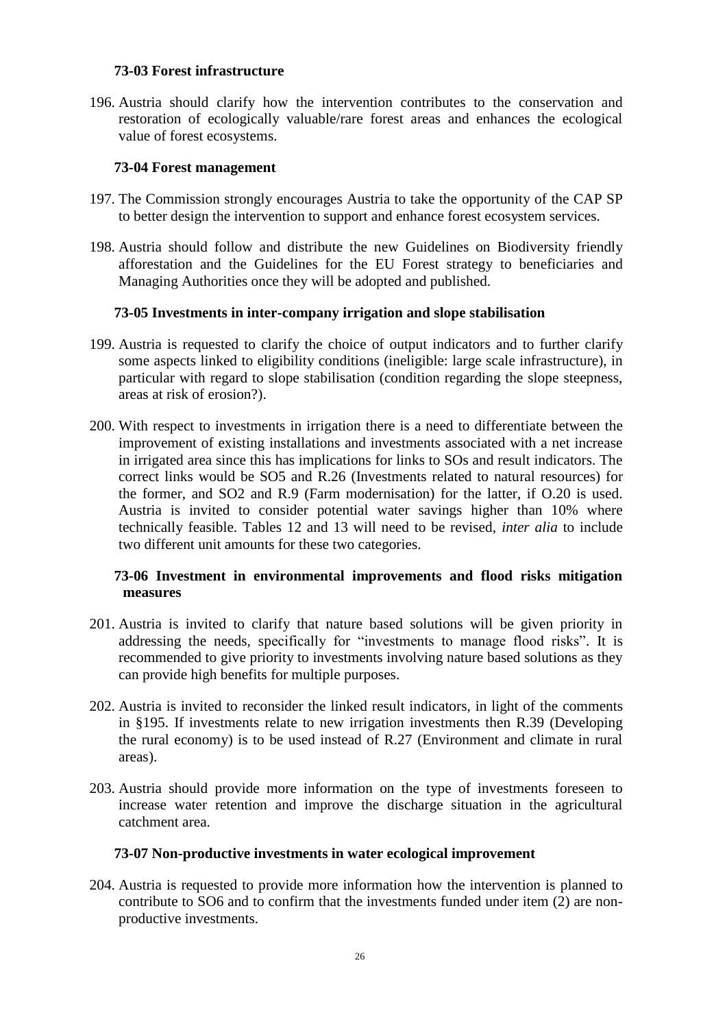### 73-03 Forest infrastructure

196. Austria should clarify how the intervention contributes to the conservation and restoration of ecologically valuable/rare forest areas and enhances the ecological value of forest ecosystems.

### 73-04 Forest management

197. The Commission strongly encourages Austria to take the opportunity of the CAP SP to better design the intervention to support and enhance forest ecosystem services.

198. Austria should follow and distribute the new Guidelines on Biodiversity friendly afforestation and the Guidelines for the EU Forest strategy to beneficiaries and Managing Authorities once they will be adopted and published.

### 73-05 Investments in inter-company irrigation and slope stabilisation

199. Austria is requested to clarify the choice of output indicators and to further clarify some aspects linked to eligibility conditions (ineligible: large scale infrastructure), in particular with regard to slope stabilisation (condition regarding the slope steepness, areas at risk of erosion?).

200. With respect to investments in irrigation there is a need to differentiate between the improvement of existing installations and investments associated with a net increase in irrigated area since this has implications for links to SOs and result indicators. The correct links would be SO5 and R.26 (Investments related to natural resources) for the former, and SO2 and R.9 (Farm modernisation) for the latter, if O.20 is used. Austria is invited to consider potential water savings higher than 10% where technically feasible. Tables 12 and 13 will need to be revised, *inter alia* to include two different unit amounts for these two categories.

### 73-06 Investment in environmental improvements and flood risks mitigation measures

201. Austria is invited to clarify that nature based solutions will be given priority in addressing the needs, specifically for "investments to manage flood risks". It is recommended to give priority to investments involving nature based solutions as they can provide high benefits for multiple purposes.

202. Austria is invited to reconsider the linked result indicators, in light of the comments in §195. If investments relate to new irrigation investments then R.39 (Developing the rural economy) is to be used instead of R.27 (Environment and climate in rural areas).

203. Austria should provide more information on the type of investments foreseen to increase water retention and improve the discharge situation in the agricultural catchment area.

### 73-07 Non-productive investments in water ecological improvement

204. Austria is requested to provide more information how the intervention is planned to contribute to SO6 and to confirm that the investments funded under item (2) are non-productive investments.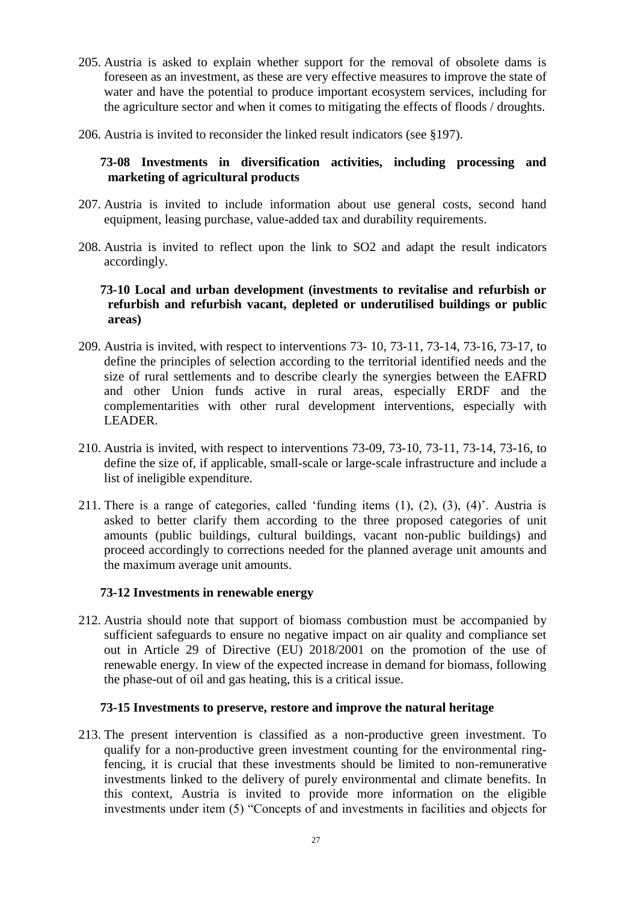205. Austria is asked to explain whether support for the removal of obsolete dams is foreseen as an investment, as these are very effective measures to improve the state of water and have the potential to produce important ecosystem services, including for the agriculture sector and when it comes to mitigating the effects of floods / droughts.

206. Austria is invited to reconsider the linked result indicators (see §197).

### 73-08 Investments in diversification activities, including processing and marketing of agricultural products

207. Austria is invited to include information about use general costs, second hand equipment, leasing purchase, value-added tax and durability requirements.

208. Austria is invited to reflect upon the link to SO2 and adapt the result indicators accordingly.

### 73-10 Local and urban development (investments to revitalise and refurbish or refurbish and refurbish vacant, depleted or underutilised buildings or public areas)

209. Austria is invited, with respect to interventions 73- 10, 73-11, 73-14, 73-16, 73-17, to define the principles of selection according to the territorial identified needs and the size of rural settlements and to describe clearly the synergies between the EAFRD and other Union funds active in rural areas, especially ERDF and the complementarities with other rural development interventions, especially with LEADER.

210. Austria is invited, with respect to interventions 73-09, 73-10, 73-11, 73-14, 73-16, to define the size of, if applicable, small-scale or large-scale infrastructure and include a list of ineligible expenditure.

211. There is a range of categories, called 'funding items (1), (2), (3), (4)'. Austria is asked to better clarify them according to the three proposed categories of unit amounts (public buildings, cultural buildings, vacant non-public buildings) and proceed accordingly to corrections needed for the planned average unit amounts and the maximum average unit amounts.

### 73-12 Investments in renewable energy

212. Austria should note that support of biomass combustion must be accompanied by sufficient safeguards to ensure no negative impact on air quality and compliance set out in Article 29 of Directive (EU) 2018/2001 on the promotion of the use of renewable energy. In view of the expected increase in demand for biomass, following the phase-out of oil and gas heating, this is a critical issue.

### 73-15 Investments to preserve, restore and improve the natural heritage

213. The present intervention is classified as a non-productive green investment. To qualify for a non-productive green investment counting for the environmental ring-fencing, it is crucial that these investments should be limited to non-remunerative investments linked to the delivery of purely environmental and climate benefits. In this context, Austria is invited to provide more information on the eligible investments under item (5) "Concepts of and investments in facilities and objects for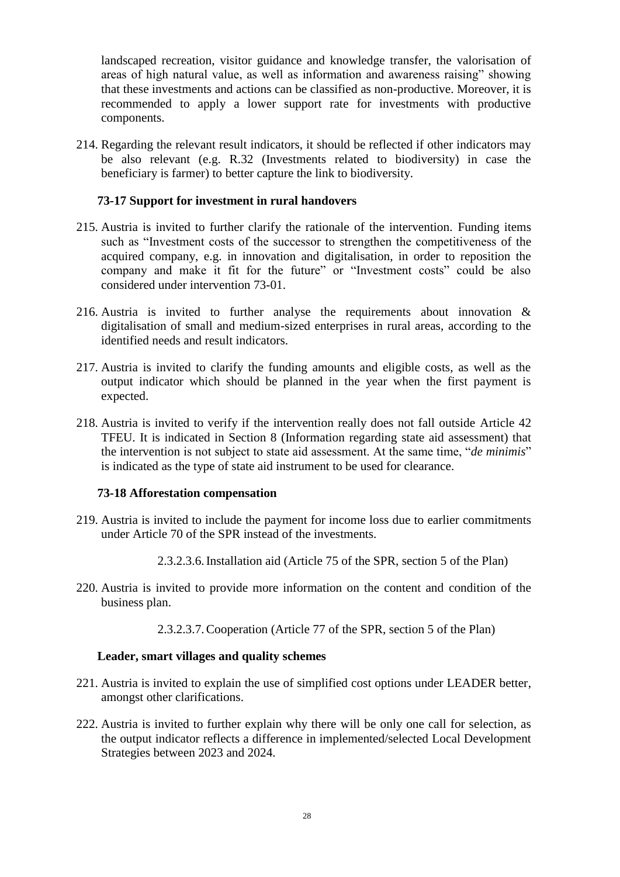landscaped recreation, visitor guidance and knowledge transfer, the valorisation of areas of high natural value, as well as information and awareness raising" showing that these investments and actions can be classified as non-productive. Moreover, it is recommended to apply a lower support rate for investments with productive components.

214. Regarding the relevant result indicators, it should be reflected if other indicators may be also relevant (e.g. R.32 (Investments related to biodiversity) in case the beneficiary is farmer) to better capture the link to biodiversity.

**73-17 Support for investment in rural handovers**

215. Austria is invited to further clarify the rationale of the intervention. Funding items such as "Investment costs of the successor to strengthen the competitiveness of the acquired company, e.g. in innovation and digitalisation, in order to reposition the company and make it fit for the future" or "Investment costs" could be also considered under intervention 73-01.

216. Austria is invited to further analyse the requirements about innovation & digitalisation of small and medium-sized enterprises in rural areas, according to the identified needs and result indicators.

217. Austria is invited to clarify the funding amounts and eligible costs, as well as the output indicator which should be planned in the year when the first payment is expected.

218. Austria is invited to verify if the intervention really does not fall outside Article 42 TFEU. It is indicated in Section 8 (Information regarding state aid assessment) that the intervention is not subject to state aid assessment. At the same time, "*de minimis*" is indicated as the type of state aid instrument to be used for clearance.

**73-18 Afforestation compensation**

219. Austria is invited to include the payment for income loss due to earlier commitments under Article 70 of the SPR instead of the investments.

2.3.2.3.6. Installation aid (Article 75 of the SPR, section 5 of the Plan)

220. Austria is invited to provide more information on the content and condition of the business plan.

2.3.2.3.7. Cooperation (Article 77 of the SPR, section 5 of the Plan)

**Leader, smart villages and quality schemes**

221. Austria is invited to explain the use of simplified cost options under LEADER better, amongst other clarifications.

222. Austria is invited to further explain why there will be only one call for selection, as the output indicator reflects a difference in implemented/selected Local Development Strategies between 2023 and 2024.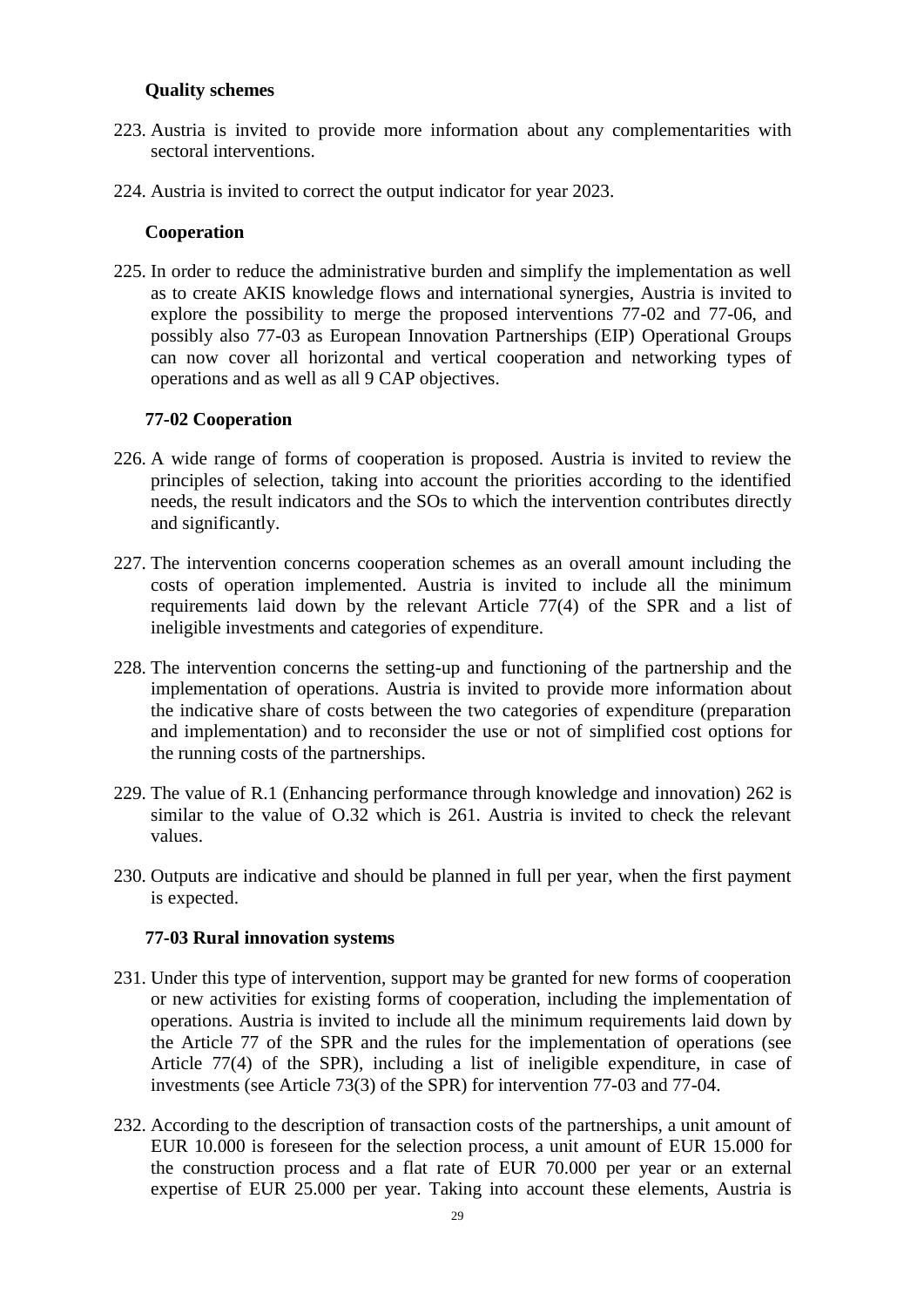**Quality schemes**

223. Austria is invited to provide more information about any complementarities with sectoral interventions.

224. Austria is invited to correct the output indicator for year 2023.

**Cooperation**

225. In order to reduce the administrative burden and simplify the implementation as well as to create AKIS knowledge flows and international synergies, Austria is invited to explore the possibility to merge the proposed interventions 77-02 and 77-06, and possibly also 77-03 as European Innovation Partnerships (EIP) Operational Groups can now cover all horizontal and vertical cooperation and networking types of operations and as well as all 9 CAP objectives.

**77-02 Cooperation**

226. A wide range of forms of cooperation is proposed. Austria is invited to review the principles of selection, taking into account the priorities according to the identified needs, the result indicators and the SOs to which the intervention contributes directly and significantly.

227. The intervention concerns cooperation schemes as an overall amount including the costs of operation implemented. Austria is invited to include all the minimum requirements laid down by the relevant Article 77(4) of the SPR and a list of ineligible investments and categories of expenditure.

228. The intervention concerns the setting-up and functioning of the partnership and the implementation of operations. Austria is invited to provide more information about the indicative share of costs between the two categories of expenditure (preparation and implementation) and to reconsider the use or not of simplified cost options for the running costs of the partnerships.

229. The value of R.1 (Enhancing performance through knowledge and innovation) 262 is similar to the value of O.32 which is 261. Austria is invited to check the relevant values.

230. Outputs are indicative and should be planned in full per year, when the first payment is expected.

**77-03 Rural innovation systems**

231. Under this type of intervention, support may be granted for new forms of cooperation or new activities for existing forms of cooperation, including the implementation of operations. Austria is invited to include all the minimum requirements laid down by the Article 77 of the SPR and the rules for the implementation of operations (see Article 77(4) of the SPR), including a list of ineligible expenditure, in case of investments (see Article 73(3) of the SPR) for intervention 77-03 and 77-04.

232. According to the description of transaction costs of the partnerships, a unit amount of EUR 10.000 is foreseen for the selection process, a unit amount of EUR 15.000 for the construction process and a flat rate of EUR 70.000 per year or an external expertise of EUR 25.000 per year. Taking into account these elements, Austria is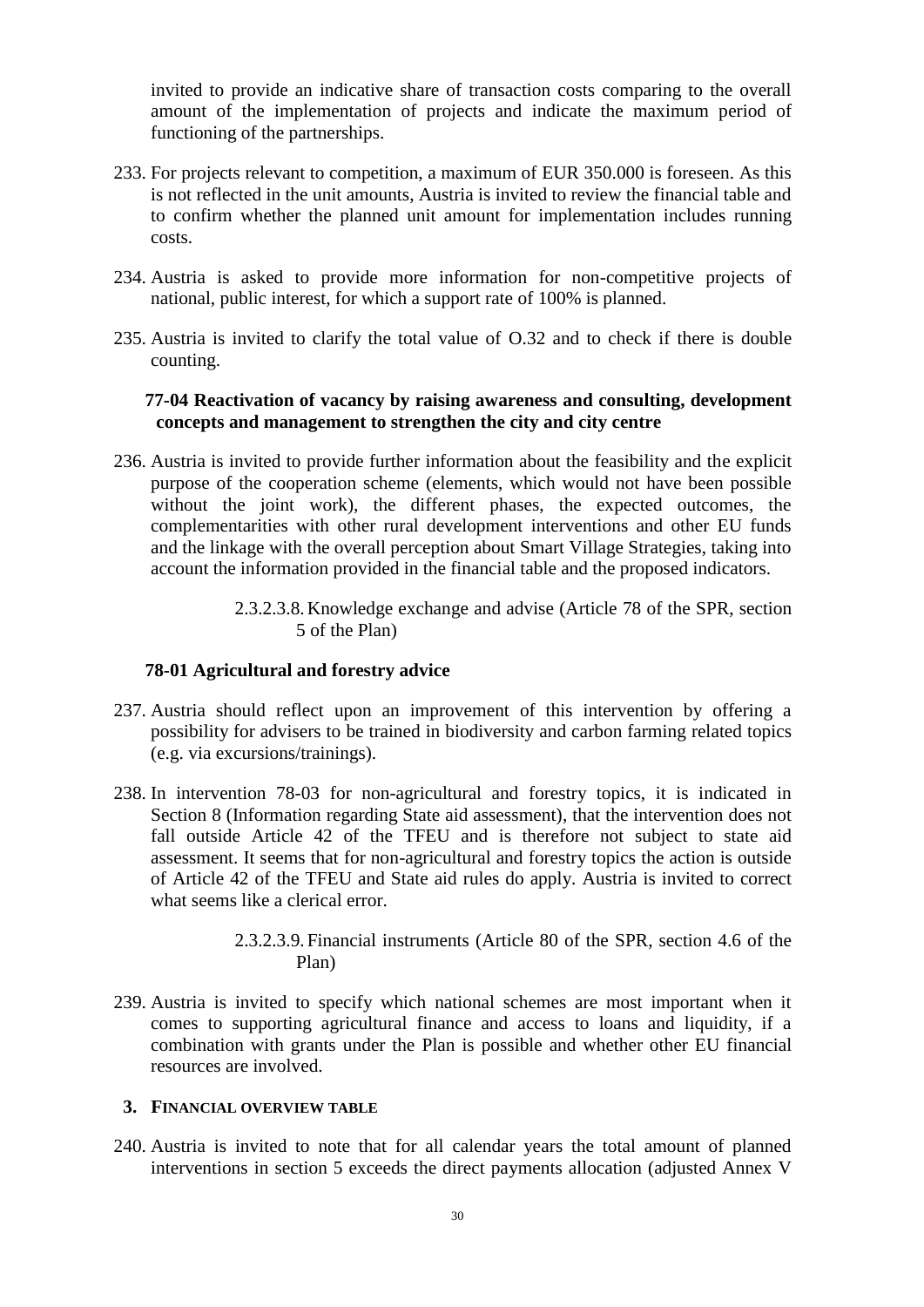invited to provide an indicative share of transaction costs comparing to the overall amount of the implementation of projects and indicate the maximum period of functioning of the partnerships.

233. For projects relevant to competition, a maximum of EUR 350.000 is foreseen. As this is not reflected in the unit amounts, Austria is invited to review the financial table and to confirm whether the planned unit amount for implementation includes running costs.

234. Austria is asked to provide more information for non-competitive projects of national, public interest, for which a support rate of 100% is planned.

235. Austria is invited to clarify the total value of O.32 and to check if there is double counting.

**77-04 Reactivation of vacancy by raising awareness and consulting, development concepts and management to strengthen the city and city centre**

236. Austria is invited to provide further information about the feasibility and the explicit purpose of the cooperation scheme (elements, which would not have been possible without the joint work), the different phases, the expected outcomes, the complementarities with other rural development interventions and other EU funds and the linkage with the overall perception about Smart Village Strategies, taking into account the information provided in the financial table and the proposed indicators.

##### 2.3.2.3.8. Knowledge exchange and advise (Article 78 of the SPR, section 5 of the Plan)

**78-01 Agricultural and forestry advice**

237. Austria should reflect upon an improvement of this intervention by offering a possibility for advisers to be trained in biodiversity and carbon farming related topics (e.g. via excursions/trainings).

238. In intervention 78-03 for non-agricultural and forestry topics, it is indicated in Section 8 (Information regarding State aid assessment), that the intervention does not fall outside Article 42 of the TFEU and is therefore not subject to state aid assessment. It seems that for non-agricultural and forestry topics the action is outside of Article 42 of the TFEU and State aid rules do apply. Austria is invited to correct what seems like a clerical error.

##### 2.3.2.3.9. Financial instruments (Article 80 of the SPR, section 4.6 of the Plan)

239. Austria is invited to specify which national schemes are most important when it comes to supporting agricultural finance and access to loans and liquidity, if a combination with grants under the Plan is possible and whether other EU financial resources are involved.

## 3. FINANCIAL OVERVIEW TABLE

240. Austria is invited to note that for all calendar years the total amount of planned interventions in section 5 exceeds the direct payments allocation (adjusted Annex V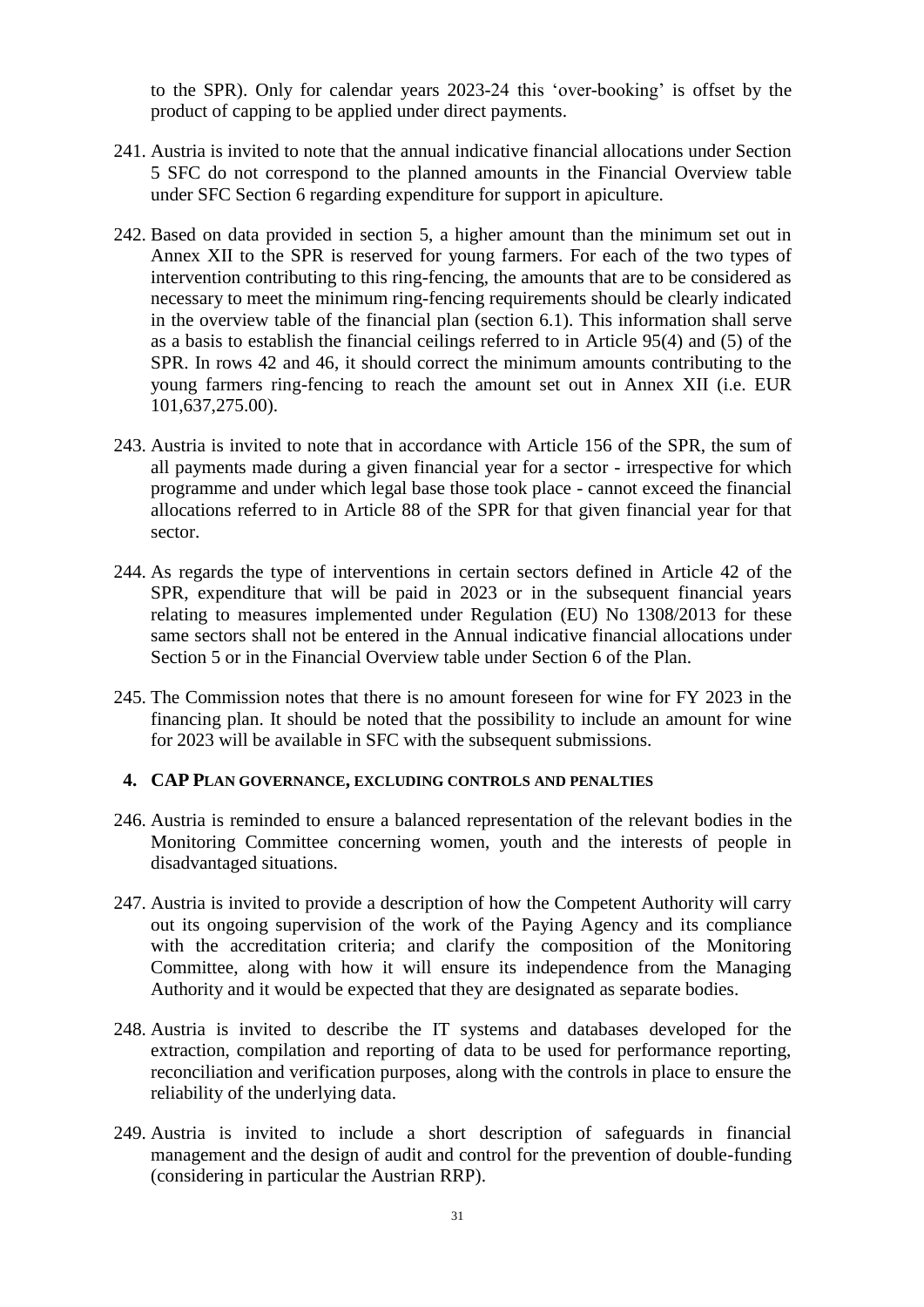to the SPR). Only for calendar years 2023-24 this 'over-booking' is offset by the product of capping to be applied under direct payments.

241. Austria is invited to note that the annual indicative financial allocations under Section 5 SFC do not correspond to the planned amounts in the Financial Overview table under SFC Section 6 regarding expenditure for support in apiculture.

242. Based on data provided in section 5, a higher amount than the minimum set out in Annex XII to the SPR is reserved for young farmers. For each of the two types of intervention contributing to this ring-fencing, the amounts that are to be considered as necessary to meet the minimum ring-fencing requirements should be clearly indicated in the overview table of the financial plan (section 6.1). This information shall serve as a basis to establish the financial ceilings referred to in Article 95(4) and (5) of the SPR. In rows 42 and 46, it should correct the minimum amounts contributing to the young farmers ring-fencing to reach the amount set out in Annex XII (i.e. EUR 101,637,275.00).

243. Austria is invited to note that in accordance with Article 156 of the SPR, the sum of all payments made during a given financial year for a sector - irrespective for which programme and under which legal base those took place - cannot exceed the financial allocations referred to in Article 88 of the SPR for that given financial year for that sector.

244. As regards the type of interventions in certain sectors defined in Article 42 of the SPR, expenditure that will be paid in 2023 or in the subsequent financial years relating to measures implemented under Regulation (EU) No 1308/2013 for these same sectors shall not be entered in the Annual indicative financial allocations under Section 5 or in the Financial Overview table under Section 6 of the Plan.

245. The Commission notes that there is no amount foreseen for wine for FY 2023 in the financing plan. It should be noted that the possibility to include an amount for wine for 2023 will be available in SFC with the subsequent submissions.

## 4. CAP PLAN GOVERNANCE, EXCLUDING CONTROLS AND PENALTIES

246. Austria is reminded to ensure a balanced representation of the relevant bodies in the Monitoring Committee concerning women, youth and the interests of people in disadvantaged situations.

247. Austria is invited to provide a description of how the Competent Authority will carry out its ongoing supervision of the work of the Paying Agency and its compliance with the accreditation criteria; and clarify the composition of the Monitoring Committee, along with how it will ensure its independence from the Managing Authority and it would be expected that they are designated as separate bodies.

248. Austria is invited to describe the IT systems and databases developed for the extraction, compilation and reporting of data to be used for performance reporting, reconciliation and verification purposes, along with the controls in place to ensure the reliability of the underlying data.

249. Austria is invited to include a short description of safeguards in financial management and the design of audit and control for the prevention of double-funding (considering in particular the Austrian RRP).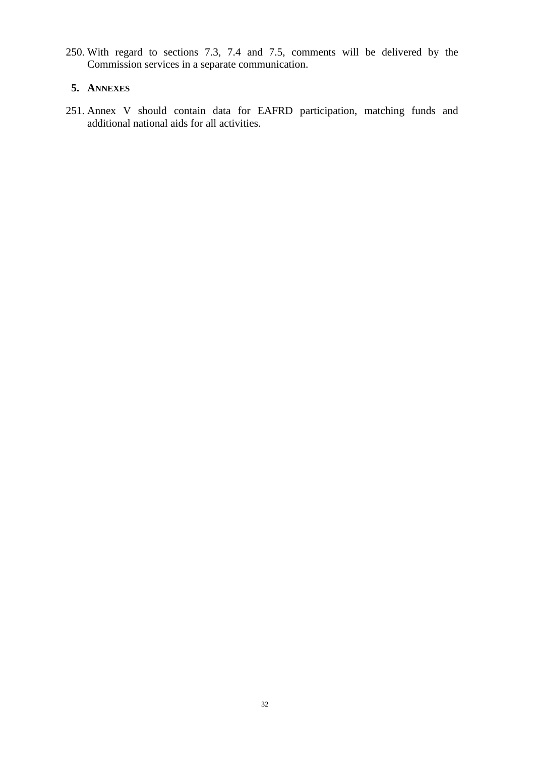250. With regard to sections 7.3, 7.4 and 7.5, comments will be delivered by the Commission services in a separate communication.

## 5. ANNEXES

251. Annex V should contain data for EAFRD participation, matching funds and additional national aids for all activities.